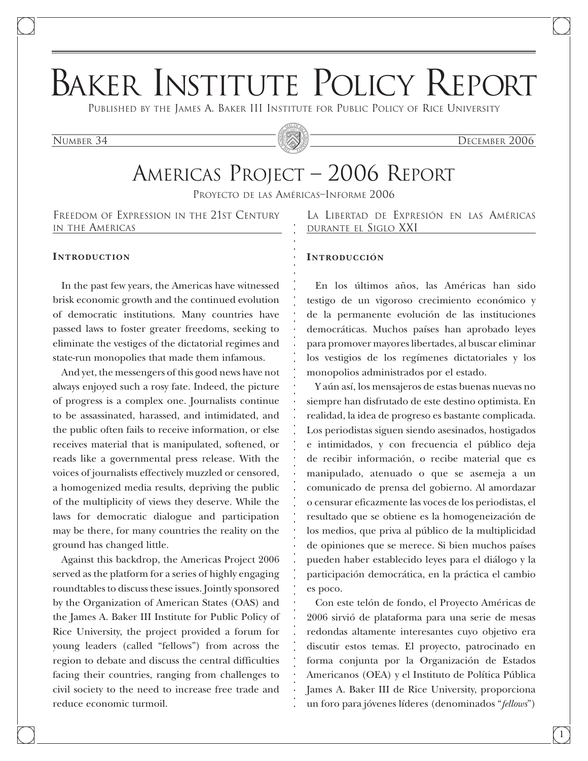# Baker Institute Policy Report

Published by the James A. Baker III Institute for Public Policy of Rice University

Number 34 — December 2006

## Americas Project – 2006 Report

Proyecto de las Américas–Informe 2006

### Freedom of Expression in the 21st Century in the Americas

#### Introduction

In the past few years, the Americas have witnessed brisk economic growth and the continued evolution of democratic institutions. Many countries have passed laws to foster greater freedoms, seeking to eliminate the vestiges of the dictatorial regimes and state-run monopolies that made them infamous.

And yet, the messengers of this good news have not always enjoyed such a rosy fate. Indeed, the picture of progress is a complex one. Journalists continue to be assassinated, harassed, and intimidated, and the public often fails to receive information, or else receives material that is manipulated, softened, or reads like a governmental press release. With the voices of journalists effectively muzzled or censored, a homogenized media results, depriving the public of the multiplicity of views they deserve. While the laws for democratic dialogue and participation may be there, for many countries the reality on the ground has changed little.

Against this backdrop, the Americas Project 2006 served as the platform for a series of highly engaging roundtables to discuss these issues. Jointly sponsored by the Organization of American States (OAS) and the James A. Baker III Institute for Public Policy of Rice University, the project provided a forum for young leaders (called "fellows") from across the region to debate and discuss the central difficulties facing their countries, ranging from challenges to civil society to the need to increase free trade and reduce economic turmoil.

### La Libertad de Expresión en las Américas durante el Siglo XXI

#### Introducción

En los últimos años, las Américas han sido testigo de un vigoroso crecimiento económico y de la permanente evolución de las instituciones democráticas. Muchos países han aprobado leyes para promover mayores libertades, al buscar eliminar los vestigios de los regímenes dictatoriales y los monopolios administrados por el estado.

Y aún así, los mensajeros de estas buenas nuevas no siempre han disfrutado de este destino optimista. En realidad, la idea de progreso es bastante complicada. Los periodistas siguen siendo asesinados, hostigados e intimidados, y con frecuencia el público deja de recibir información, o recibe material que es manipulado, atenuado o que se asemeja a un comunicado de prensa del gobierno. Al amordazar o censurar eficazmente las voces de los periodistas, el resultado que se obtiene es la homogeneización de los medios, que priva al público de la multiplicidad de opiniones que se merece. Si bien muchos países pueden haber establecido leyes para el diálogo y la participación democrática, en la práctica el cambio es poco.

Con este telón de fondo, el Proyecto Américas de 2006 sirvió de plataforma para una serie de mesas redondas altamente interesantes cuyo objetivo era discutir estos temas. El proyecto, patrocinado en forma conjunta por la Organización de Estados Americanos (OEA) y el Instituto de Política Pública James A. Baker III de Rice University, proporciona un foro para jóvenes líderes (denominados "*fellows*")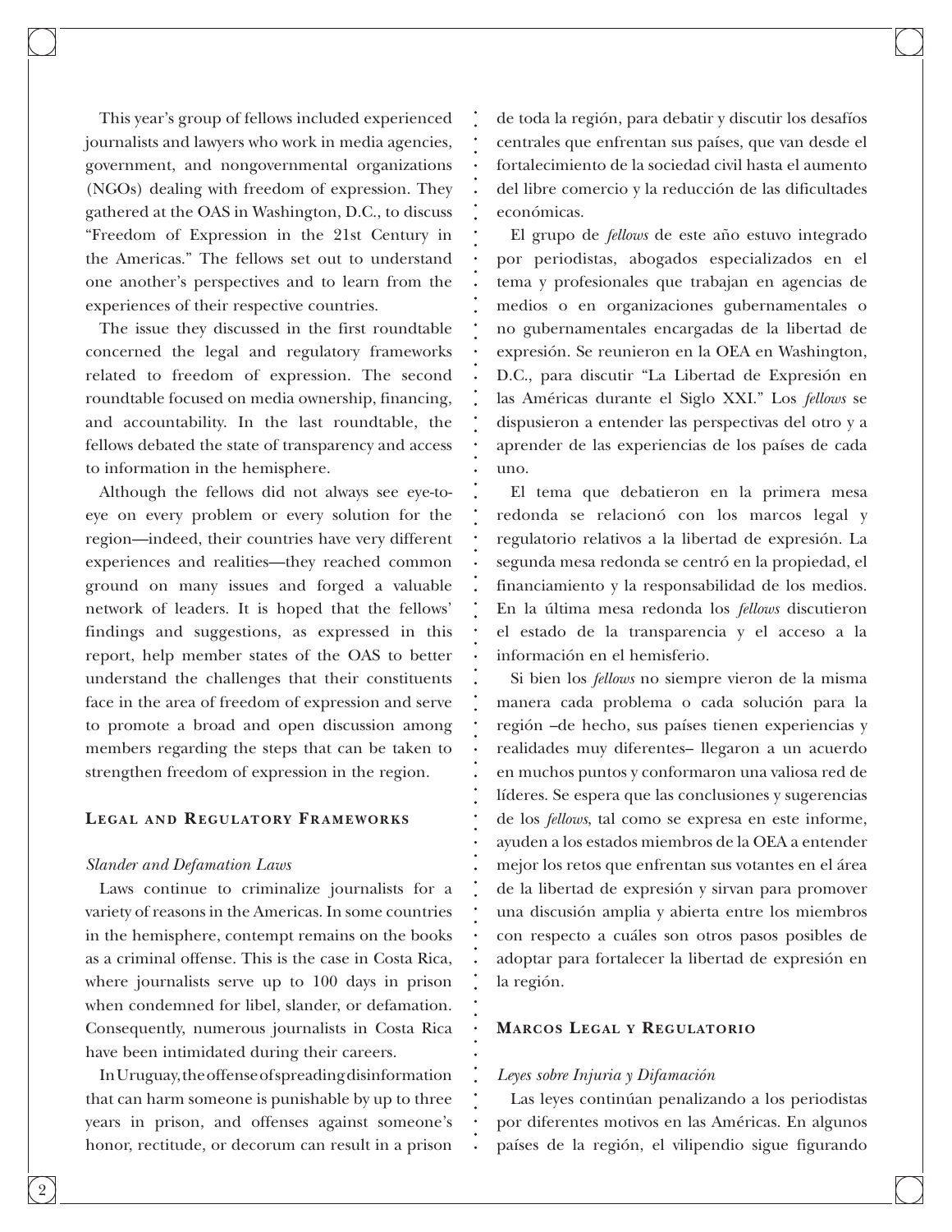This year's group of fellows included experienced journalists and lawyers who work in media agencies, government, and nongovernmental organizations (NGOs) dealing with freedom of expression. They gathered at the OAS in Washington, D.C., to discuss "Freedom of Expression in the 21st Century in the Americas." The fellows set out to understand one another's perspectives and to learn from the experiences of their respective countries.

The issue they discussed in the first roundtable concerned the legal and regulatory frameworks related to freedom of expression. The second roundtable focused on media ownership, financing, and accountability. In the last roundtable, the fellows debated the state of transparency and access to information in the hemisphere.

Although the fellows did not always see eye-to-eye on every problem or every solution for the region—indeed, their countries have very different experiences and realities—they reached common ground on many issues and forged a valuable network of leaders. It is hoped that the fellows' findings and suggestions, as expressed in this report, help member states of the OAS to better understand the challenges that their constituents face in the area of freedom of expression and serve to promote a broad and open discussion among members regarding the steps that can be taken to strengthen freedom of expression in the region.

## Legal and Regulatory Frameworks

*Slander and Defamation Laws*

Laws continue to criminalize journalists for a variety of reasons in the Americas. In some countries in the hemisphere, contempt remains on the books as a criminal offense. This is the case in Costa Rica, where journalists serve up to 100 days in prison when condemned for libel, slander, or defamation. Consequently, numerous journalists in Costa Rica have been intimidated during their careers.

In Uruguay, the offense of spreading disinformation that can harm someone is punishable by up to three years in prison, and offenses against someone's honor, rectitude, or decorum can result in a prison

de toda la región, para debatir y discutir los desafíos centrales que enfrentan sus países, que van desde el fortalecimiento de la sociedad civil hasta el aumento del libre comercio y la reducción de las dificultades económicas.

El grupo de *fellows* de este año estuvo integrado por periodistas, abogados especializados en el tema y profesionales que trabajan en agencias de medios o en organizaciones gubernamentales o no gubernamentales encargadas de la libertad de expresión. Se reunieron en la OEA en Washington, D.C., para discutir "La Libertad de Expresión en las Américas durante el Siglo XXI." Los *fellows* se dispusieron a entender las perspectivas del otro y a aprender de las experiencias de los países de cada uno.

El tema que debatieron en la primera mesa redonda se relacionó con los marcos legal y regulatorio relativos a la libertad de expresión. La segunda mesa redonda se centró en la propiedad, el financiamiento y la responsabilidad de los medios. En la última mesa redonda los *fellows* discutieron el estado de la transparencia y el acceso a la información en el hemisferio.

Si bien los *fellows* no siempre vieron de la misma manera cada problema o cada solución para la región –de hecho, sus países tienen experiencias y realidades muy diferentes– llegaron a un acuerdo en muchos puntos y conformaron una valiosa red de líderes. Se espera que las conclusiones y sugerencias de los *fellows*, tal como se expresa en este informe, ayuden a los estados miembros de la OEA a entender mejor los retos que enfrentan sus votantes en el área de la libertad de expresión y sirvan para promover una discusión amplia y abierta entre los miembros con respecto a cuáles son otros pasos posibles de adoptar para fortalecer la libertad de expresión en la región.

## Marcos Legal y Regulatorio

*Leyes sobre Injuria y Difamación*

Las leyes continúan penalizando a los periodistas por diferentes motivos en las Américas. En algunos países de la región, el vilipendio sigue figurando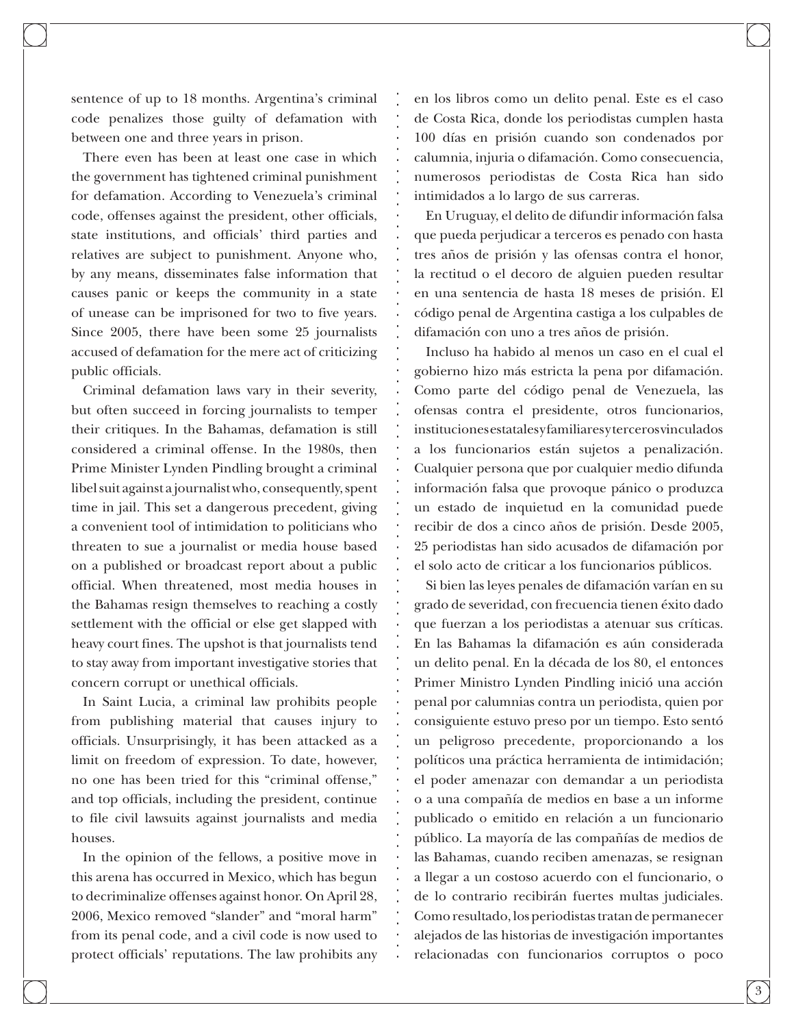sentence of up to 18 months. Argentina's criminal code penalizes those guilty of defamation with between one and three years in prison.

There even has been at least one case in which the government has tightened criminal punishment for defamation. According to Venezuela's criminal code, offenses against the president, other officials, state institutions, and officials' third parties and relatives are subject to punishment. Anyone who, by any means, disseminates false information that causes panic or keeps the community in a state of unease can be imprisoned for two to five years. Since 2005, there have been some 25 journalists accused of defamation for the mere act of criticizing public officials.

Criminal defamation laws vary in their severity, but often succeed in forcing journalists to temper their critiques. In the Bahamas, defamation is still considered a criminal offense. In the 1980s, then Prime Minister Lynden Pindling brought a criminal libel suit against a journalist who, consequently, spent time in jail. This set a dangerous precedent, giving a convenient tool of intimidation to politicians who threaten to sue a journalist or media house based on a published or broadcast report about a public official. When threatened, most media houses in the Bahamas resign themselves to reaching a costly settlement with the official or else get slapped with heavy court fines. The upshot is that journalists tend to stay away from important investigative stories that concern corrupt or unethical officials.

In Saint Lucia, a criminal law prohibits people from publishing material that causes injury to officials. Unsurprisingly, it has been attacked as a limit on freedom of expression. To date, however, no one has been tried for this "criminal offense," and top officials, including the president, continue to file civil lawsuits against journalists and media houses.

In the opinion of the fellows, a positive move in this arena has occurred in Mexico, which has begun to decriminalize offenses against honor. On April 28, 2006, Mexico removed "slander" and "moral harm" from its penal code, and a civil code is now used to protect officials' reputations. The law prohibits any

en los libros como un delito penal. Este es el caso de Costa Rica, donde los periodistas cumplen hasta 100 días en prisión cuando son condenados por calumnia, injuria o difamación. Como consecuencia, numerosos periodistas de Costa Rica han sido intimidados a lo largo de sus carreras.

En Uruguay, el delito de difundir información falsa que pueda perjudicar a terceros es penado con hasta tres años de prisión y las ofensas contra el honor, la rectitud o el decoro de alguien pueden resultar en una sentencia de hasta 18 meses de prisión. El código penal de Argentina castiga a los culpables de difamación con uno a tres años de prisión.

Incluso ha habido al menos un caso en el cual el gobierno hizo más estricta la pena por difamación. Como parte del código penal de Venezuela, las ofensas contra el presidente, otros funcionarios, instituciones estatales y familiares y terceros vinculados a los funcionarios están sujetos a penalización. Cualquier persona que por cualquier medio difunda información falsa que provoque pánico o produzca un estado de inquietud en la comunidad puede recibir de dos a cinco años de prisión. Desde 2005, 25 periodistas han sido acusados de difamación por el solo acto de criticar a los funcionarios públicos.

Si bien las leyes penales de difamación varían en su grado de severidad, con frecuencia tienen éxito dado que fuerzan a los periodistas a atenuar sus críticas. En las Bahamas la difamación es aún considerada un delito penal. En la década de los 80, el entonces Primer Ministro Lynden Pindling inició una acción penal por calumnias contra un periodista, quien por consiguiente estuvo preso por un tiempo. Esto sentó un peligroso precedente, proporcionando a los políticos una práctica herramienta de intimidación; el poder amenazar con demandar a un periodista o a una compañía de medios en base a un informe publicado o emitido en relación a un funcionario público. La mayoría de las compañías de medios de las Bahamas, cuando reciben amenazas, se resignan a llegar a un costoso acuerdo con el funcionario, o de lo contrario recibirán fuertes multas judiciales. Como resultado, los periodistas tratan de permanecer alejados de las historias de investigación importantes relacionadas con funcionarios corruptos o poco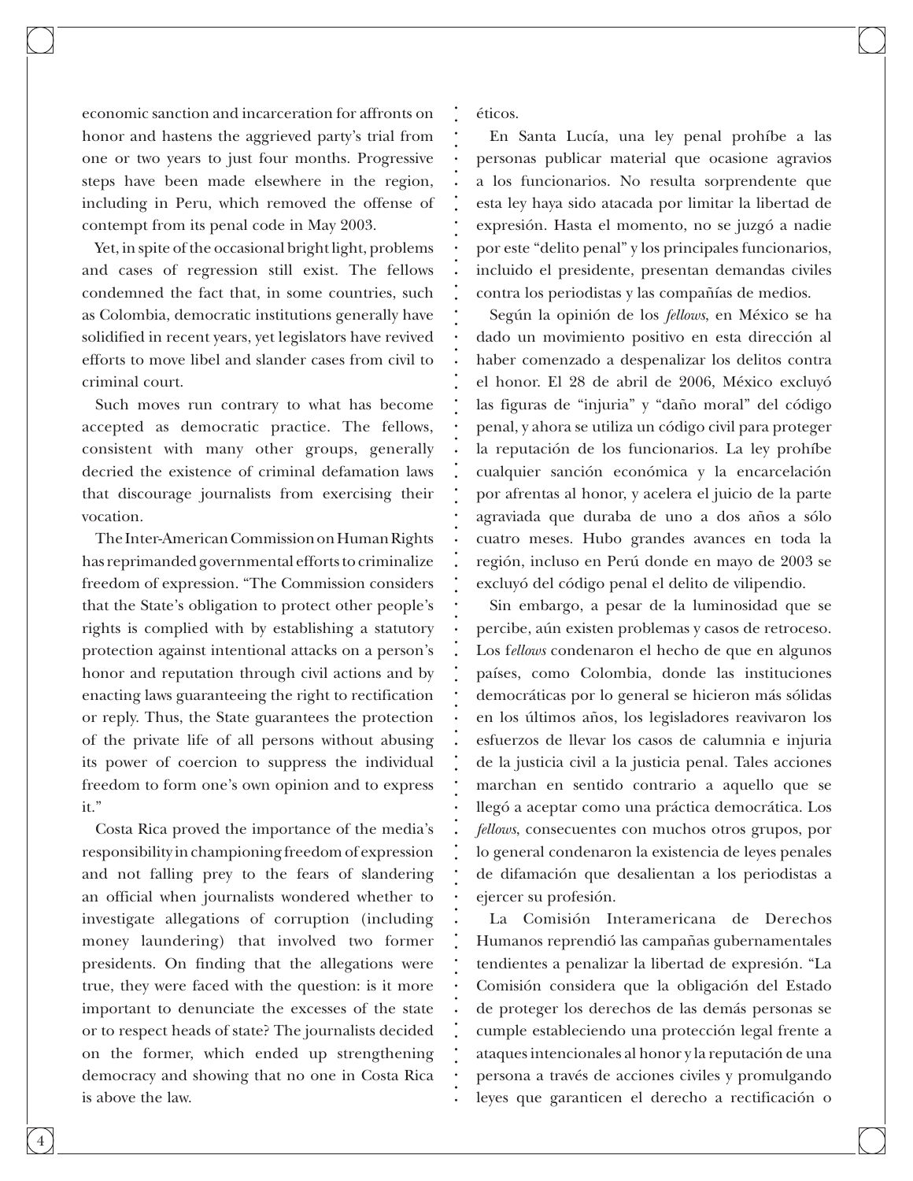economic sanction and incarceration for affronts on honor and hastens the aggrieved party's trial from one or two years to just four months. Progressive steps have been made elsewhere in the region, including in Peru, which removed the offense of contempt from its penal code in May 2003.

Yet, in spite of the occasional bright light, problems and cases of regression still exist. The fellows condemned the fact that, in some countries, such as Colombia, democratic institutions generally have solidified in recent years, yet legislators have revived efforts to move libel and slander cases from civil to criminal court.

Such moves run contrary to what has become accepted as democratic practice. The fellows, consistent with many other groups, generally decried the existence of criminal defamation laws that discourage journalists from exercising their vocation.

The Inter-American Commission on Human Rights has reprimanded governmental efforts to criminalize freedom of expression. "The Commission considers that the State's obligation to protect other people's rights is complied with by establishing a statutory protection against intentional attacks on a person's honor and reputation through civil actions and by enacting laws guaranteeing the right to rectification or reply. Thus, the State guarantees the protection of the private life of all persons without abusing its power of coercion to suppress the individual freedom to form one's own opinion and to express it."

Costa Rica proved the importance of the media's responsibility in championing freedom of expression and not falling prey to the fears of slandering an official when journalists wondered whether to investigate allegations of corruption (including money laundering) that involved two former presidents. On finding that the allegations were true, they were faced with the question: is it more important to denunciate the excesses of the state or to respect heads of state? The journalists decided on the former, which ended up strengthening democracy and showing that no one in Costa Rica is above the law.

éticos.

En Santa Lucía, una ley penal prohíbe a las personas publicar material que ocasione agravios a los funcionarios. No resulta sorprendente que esta ley haya sido atacada por limitar la libertad de expresión. Hasta el momento, no se juzgó a nadie por este "delito penal" y los principales funcionarios, incluido el presidente, presentan demandas civiles contra los periodistas y las compañías de medios.

Según la opinión de los *fellows*, en México se ha dado un movimiento positivo en esta dirección al haber comenzado a despenalizar los delitos contra el honor. El 28 de abril de 2006, México excluyó las figuras de "injuria" y "daño moral" del código penal, y ahora se utiliza un código civil para proteger la reputación de los funcionarios. La ley prohíbe cualquier sanción económica y la encarcelación por afrentas al honor, y acelera el juicio de la parte agraviada que duraba de uno a dos años a sólo cuatro meses. Hubo grandes avances en toda la región, incluso en Perú donde en mayo de 2003 se excluyó del código penal el delito de vilipendio.

Sin embargo, a pesar de la luminosidad que se percibe, aún existen problemas y casos de retroceso. Los f*ellows* condenaron el hecho de que en algunos países, como Colombia, donde las instituciones democráticas por lo general se hicieron más sólidas en los últimos años, los legisladores reavivaron los esfuerzos de llevar los casos de calumnia e injuria de la justicia civil a la justicia penal. Tales acciones marchan en sentido contrario a aquello que se llegó a aceptar como una práctica democrática. Los *fellows*, consecuentes con muchos otros grupos, por lo general condenaron la existencia de leyes penales de difamación que desalientan a los periodistas a ejercer su profesión.

La Comisión Interamericana de Derechos Humanos reprendió las campañas gubernamentales tendientes a penalizar la libertad de expresión. "La Comisión considera que la obligación del Estado de proteger los derechos de las demás personas se cumple estableciendo una protección legal frente a ataques intencionales al honor y la reputación de una persona a través de acciones civiles y promulgando leyes que garanticen el derecho a rectificación o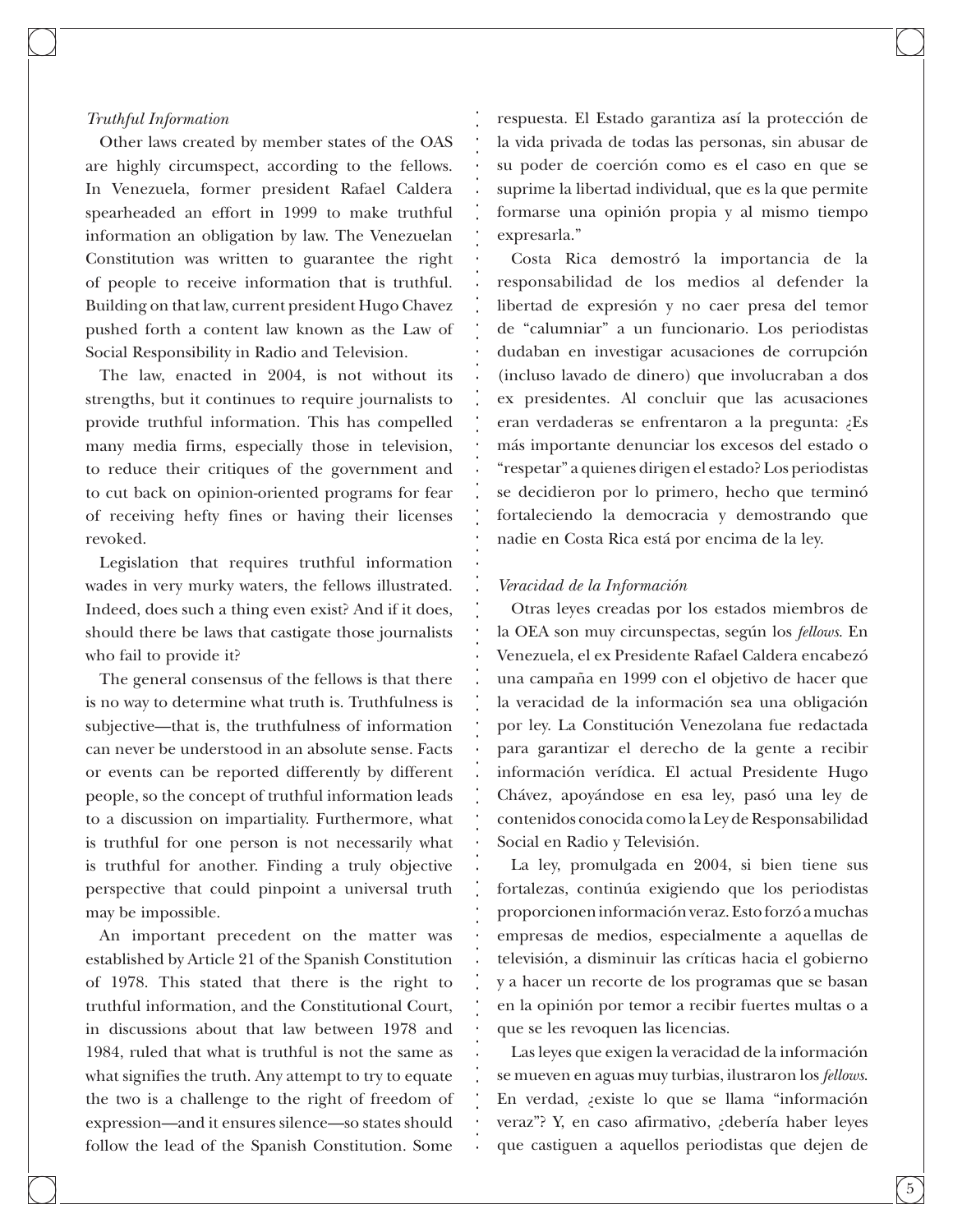*Truthful Information*

Other laws created by member states of the OAS are highly circumspect, according to the fellows. In Venezuela, former president Rafael Caldera spearheaded an effort in 1999 to make truthful information an obligation by law. The Venezuelan Constitution was written to guarantee the right of people to receive information that is truthful. Building on that law, current president Hugo Chavez pushed forth a content law known as the Law of Social Responsibility in Radio and Television.

The law, enacted in 2004, is not without its strengths, but it continues to require journalists to provide truthful information. This has compelled many media firms, especially those in television, to reduce their critiques of the government and to cut back on opinion-oriented programs for fear of receiving hefty fines or having their licenses revoked.

Legislation that requires truthful information wades in very murky waters, the fellows illustrated. Indeed, does such a thing even exist? And if it does, should there be laws that castigate those journalists who fail to provide it?

The general consensus of the fellows is that there is no way to determine what truth is. Truthfulness is subjective—that is, the truthfulness of information can never be understood in an absolute sense. Facts or events can be reported differently by different people, so the concept of truthful information leads to a discussion on impartiality. Furthermore, what is truthful for one person is not necessarily what is truthful for another. Finding a truly objective perspective that could pinpoint a universal truth may be impossible.

An important precedent on the matter was established by Article 21 of the Spanish Constitution of 1978. This stated that there is the right to truthful information, and the Constitutional Court, in discussions about that law between 1978 and 1984, ruled that what is truthful is not the same as what signifies the truth. Any attempt to try to equate the two is a challenge to the right of freedom of expression—and it ensures silence—so states should follow the lead of the Spanish Constitution. Some

respuesta. El Estado garantiza así la protección de la vida privada de todas las personas, sin abusar de su poder de coerción como es el caso en que se suprime la libertad individual, que es la que permite formarse una opinión propia y al mismo tiempo expresarla."

Costa Rica demostró la importancia de la responsabilidad de los medios al defender la libertad de expresión y no caer presa del temor de "calumniar" a un funcionario. Los periodistas dudaban en investigar acusaciones de corrupción (incluso lavado de dinero) que involucraban a dos ex presidentes. Al concluir que las acusaciones eran verdaderas se enfrentaron a la pregunta: ¿Es más importante denunciar los excesos del estado o "respetar" a quienes dirigen el estado? Los periodistas se decidieron por lo primero, hecho que terminó fortaleciendo la democracia y demostrando que nadie en Costa Rica está por encima de la ley.

*Veracidad de la Información*

Otras leyes creadas por los estados miembros de la OEA son muy circunspectas, según los *fellows*. En Venezuela, el ex Presidente Rafael Caldera encabezó una campaña en 1999 con el objetivo de hacer que la veracidad de la información sea una obligación por ley. La Constitución Venezolana fue redactada para garantizar el derecho de la gente a recibir información verídica. El actual Presidente Hugo Chávez, apoyándose en esa ley, pasó una ley de contenidos conocida como la Ley de Responsabilidad Social en Radio y Televisión.

La ley, promulgada en 2004, si bien tiene sus fortalezas, continúa exigiendo que los periodistas proporcionen información veraz. Esto forzó a muchas empresas de medios, especialmente a aquellas de televisión, a disminuir las críticas hacia el gobierno y a hacer un recorte de los programas que se basan en la opinión por temor a recibir fuertes multas o a que se les revoquen las licencias.

Las leyes que exigen la veracidad de la información se mueven en aguas muy turbias, ilustraron los *fellows*. En verdad, ¿existe lo que se llama "información veraz"? Y, en caso afirmativo, ¿debería haber leyes que castiguen a aquellos periodistas que dejen de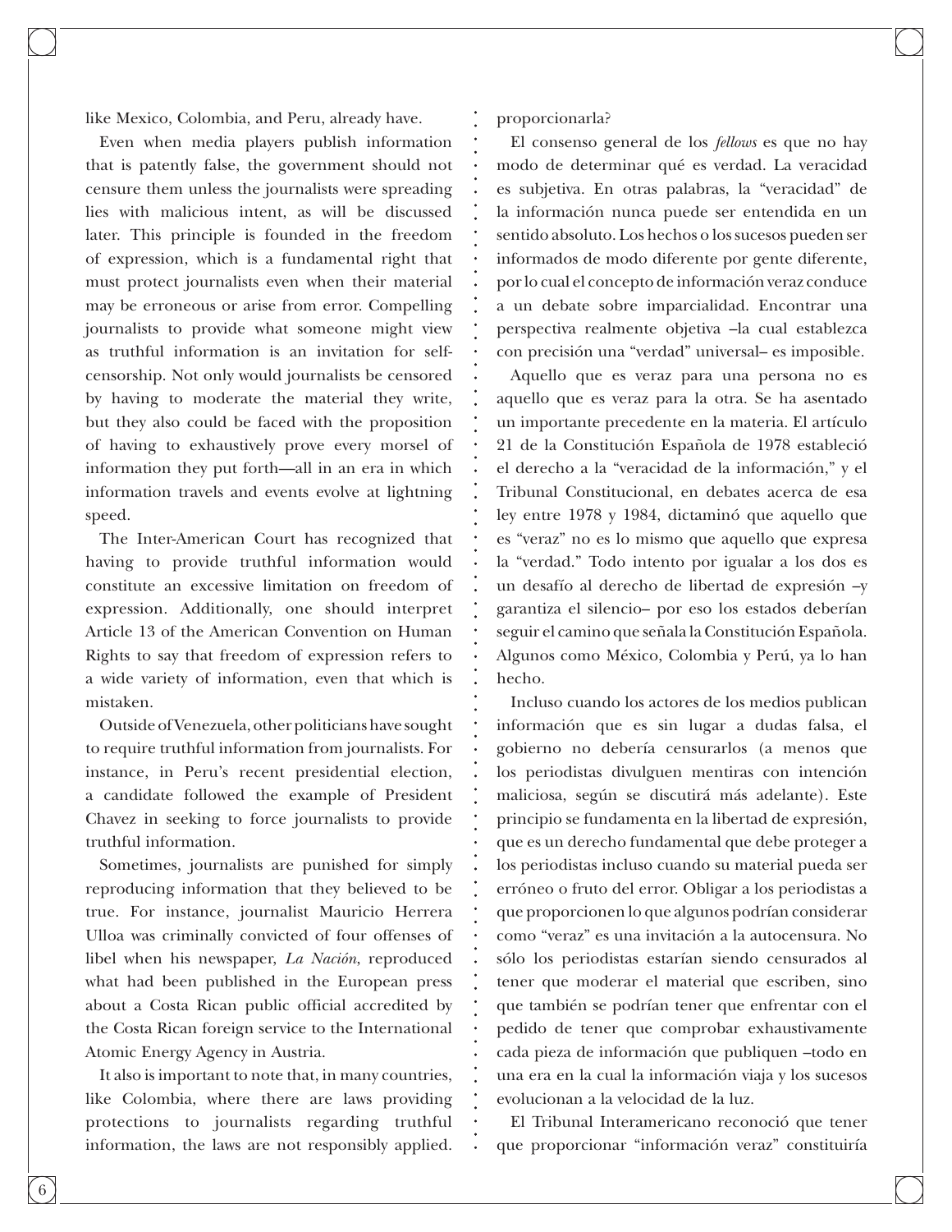like Mexico, Colombia, and Peru, already have.

Even when media players publish information that is patently false, the government should not censure them unless the journalists were spreading lies with malicious intent, as will be discussed later. This principle is founded in the freedom of expression, which is a fundamental right that must protect journalists even when their material may be erroneous or arise from error. Compelling journalists to provide what someone might view as truthful information is an invitation for self-censorship. Not only would journalists be censored by having to moderate the material they write, but they also could be faced with the proposition of having to exhaustively prove every morsel of information they put forth—all in an era in which information travels and events evolve at lightning speed.

The Inter-American Court has recognized that having to provide truthful information would constitute an excessive limitation on freedom of expression. Additionally, one should interpret Article 13 of the American Convention on Human Rights to say that freedom of expression refers to a wide variety of information, even that which is mistaken.

Outside of Venezuela, other politicians have sought to require truthful information from journalists. For instance, in Peru's recent presidential election, a candidate followed the example of President Chavez in seeking to force journalists to provide truthful information.

Sometimes, journalists are punished for simply reproducing information that they believed to be true. For instance, journalist Mauricio Herrera Ulloa was criminally convicted of four offenses of libel when his newspaper, *La Nación*, reproduced what had been published in the European press about a Costa Rican public official accredited by the Costa Rican foreign service to the International Atomic Energy Agency in Austria.

It also is important to note that, in many countries, like Colombia, where there are laws providing protections to journalists regarding truthful information, the laws are not responsibly applied.

proporcionarla?

El consenso general de los *fellows* es que no hay modo de determinar qué es verdad. La veracidad es subjetiva. En otras palabras, la "veracidad" de la información nunca puede ser entendida en un sentido absoluto. Los hechos o los sucesos pueden ser informados de modo diferente por gente diferente, por lo cual el concepto de información veraz conduce a un debate sobre imparcialidad. Encontrar una perspectiva realmente objetiva –la cual establezca con precisión una "verdad" universal– es imposible.

Aquello que es veraz para una persona no es aquello que es veraz para la otra. Se ha asentado un importante precedente en la materia. El artículo 21 de la Constitución Española de 1978 estableció el derecho a la "veracidad de la información," y el Tribunal Constitucional, en debates acerca de esa ley entre 1978 y 1984, dictaminó que aquello que es "veraz" no es lo mismo que aquello que expresa la "verdad." Todo intento por igualar a los dos es un desafío al derecho de libertad de expresión –y garantiza el silencio– por eso los estados deberían seguir el camino que señala la Constitución Española. Algunos como México, Colombia y Perú, ya lo han hecho.

Incluso cuando los actores de los medios publican información que es sin lugar a dudas falsa, el gobierno no debería censurarlos (a menos que los periodistas divulguen mentiras con intención maliciosa, según se discutirá más adelante). Este principio se fundamenta en la libertad de expresión, que es un derecho fundamental que debe proteger a los periodistas incluso cuando su material pueda ser erróneo o fruto del error. Obligar a los periodistas a que proporcionen lo que algunos podrían considerar como "veraz" es una invitación a la autocensura. No sólo los periodistas estarían siendo censurados al tener que moderar el material que escriben, sino que también se podrían tener que enfrentar con el pedido de tener que comprobar exhaustivamente cada pieza de información que publiquen –todo en una era en la cual la información viaja y los sucesos evolucionan a la velocidad de la luz.

El Tribunal Interamericano reconoció que tener que proporcionar "información veraz" constituiría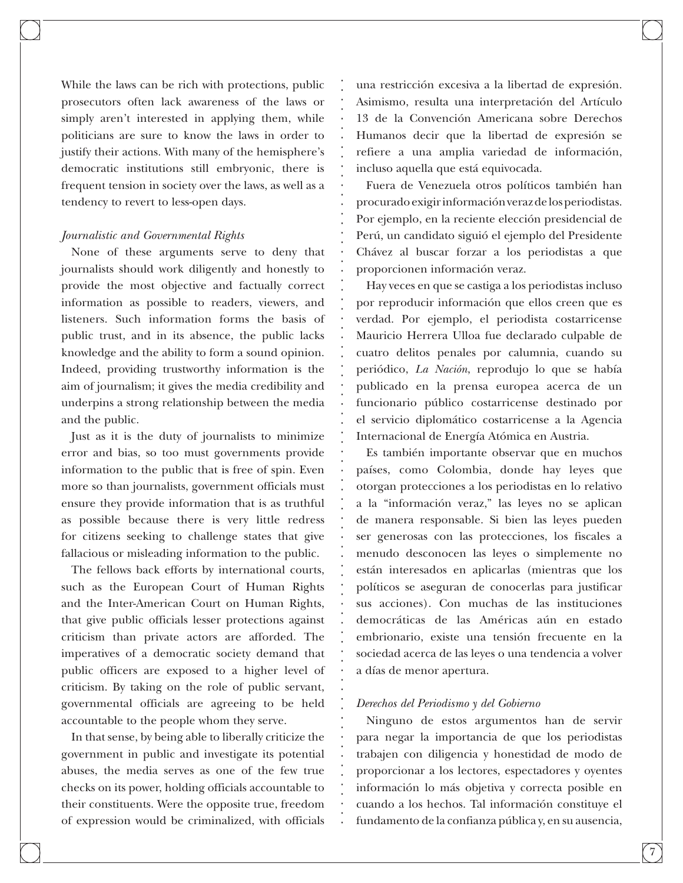While the laws can be rich with protections, public prosecutors often lack awareness of the laws or simply aren't interested in applying them, while politicians are sure to know the laws in order to justify their actions. With many of the hemisphere's democratic institutions still embryonic, there is frequent tension in society over the laws, as well as a tendency to revert to less-open days.

*Journalistic and Governmental Rights*

None of these arguments serve to deny that journalists should work diligently and honestly to provide the most objective and factually correct information as possible to readers, viewers, and listeners. Such information forms the basis of public trust, and in its absence, the public lacks knowledge and the ability to form a sound opinion. Indeed, providing trustworthy information is the aim of journalism; it gives the media credibility and underpins a strong relationship between the media and the public.

Just as it is the duty of journalists to minimize error and bias, so too must governments provide information to the public that is free of spin. Even more so than journalists, government officials must ensure they provide information that is as truthful as possible because there is very little redress for citizens seeking to challenge states that give fallacious or misleading information to the public.

The fellows back efforts by international courts, such as the European Court of Human Rights and the Inter-American Court on Human Rights, that give public officials lesser protections against criticism than private actors are afforded. The imperatives of a democratic society demand that public officers are exposed to a higher level of criticism. By taking on the role of public servant, governmental officials are agreeing to be held accountable to the people whom they serve.

In that sense, by being able to liberally criticize the government in public and investigate its potential abuses, the media serves as one of the few true checks on its power, holding officials accountable to their constituents. Were the opposite true, freedom of expression would be criminalized, with officials

una restricción excesiva a la libertad de expresión. Asimismo, resulta una interpretación del Artículo 13 de la Convención Americana sobre Derechos Humanos decir que la libertad de expresión se refiere a una amplia variedad de información, incluso aquella que está equivocada.

Fuera de Venezuela otros políticos también han procurado exigir información veraz de los periodistas. Por ejemplo, en la reciente elección presidencial de Perú, un candidato siguió el ejemplo del Presidente Chávez al buscar forzar a los periodistas a que proporcionen información veraz.

Hay veces en que se castiga a los periodistas incluso por reproducir información que ellos creen que es verdad. Por ejemplo, el periodista costarricense Mauricio Herrera Ulloa fue declarado culpable de cuatro delitos penales por calumnia, cuando su periódico, *La Nación*, reprodujo lo que se había publicado en la prensa europea acerca de un funcionario público costarricense destinado por el servicio diplomático costarricense a la Agencia Internacional de Energía Atómica en Austria.

Es también importante observar que en muchos países, como Colombia, donde hay leyes que otorgan protecciones a los periodistas en lo relativo a la "información veraz," las leyes no se aplican de manera responsable. Si bien las leyes pueden ser generosas con las protecciones, los fiscales a menudo desconocen las leyes o simplemente no están interesados en aplicarlas (mientras que los políticos se aseguran de conocerlas para justificar sus acciones). Con muchas de las instituciones democráticas de las Américas aún en estado embrionario, existe una tensión frecuente en la sociedad acerca de las leyes o una tendencia a volver a días de menor apertura.

*Derechos del Periodismo y del Gobierno*

Ninguno de estos argumentos han de servir para negar la importancia de que los periodistas trabajen con diligencia y honestidad de modo de proporcionar a los lectores, espectadores y oyentes información lo más objetiva y correcta posible en cuando a los hechos. Tal información constituye el fundamento de la confianza pública y, en su ausencia,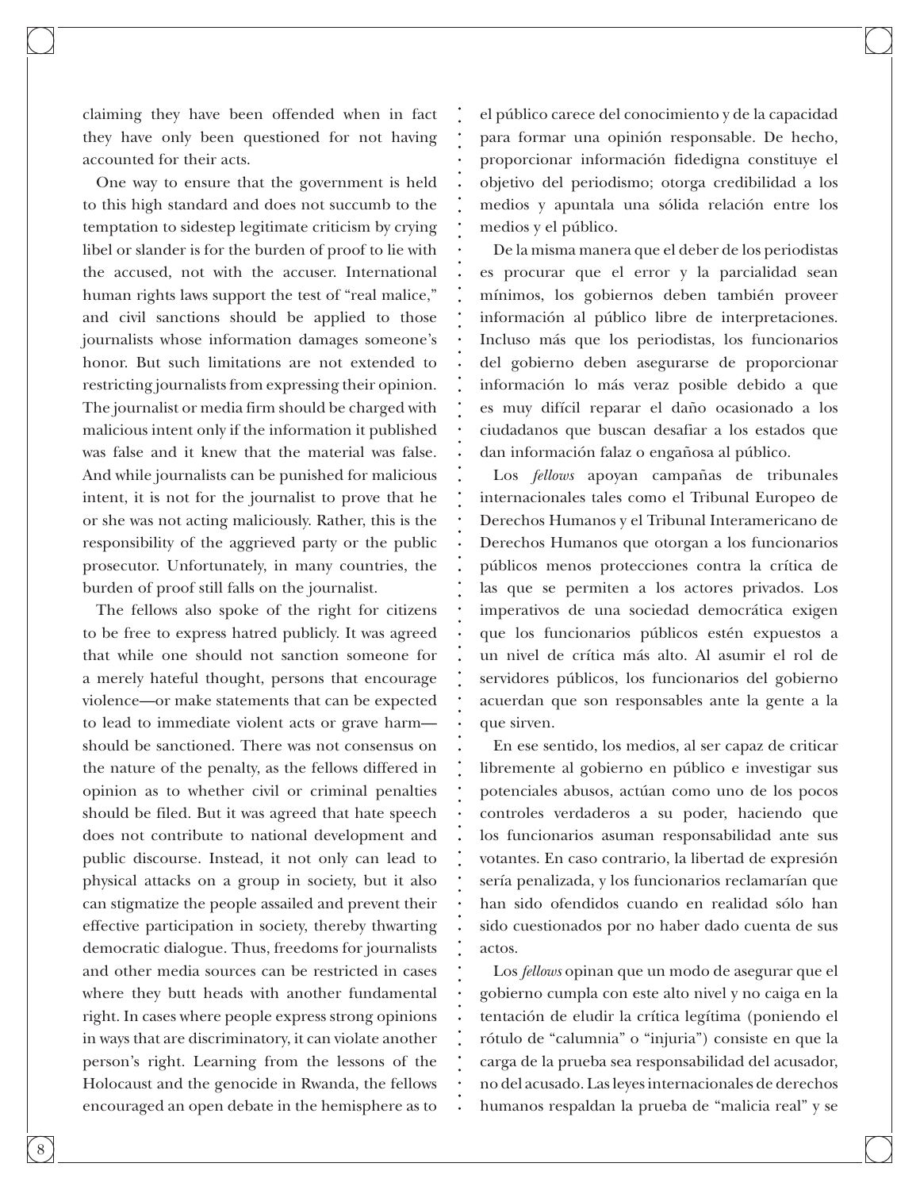claiming they have been offended when in fact they have only been questioned for not having accounted for their acts.

One way to ensure that the government is held to this high standard and does not succumb to the temptation to sidestep legitimate criticism by crying libel or slander is for the burden of proof to lie with the accused, not with the accuser. International human rights laws support the test of "real malice," and civil sanctions should be applied to those journalists whose information damages someone's honor. But such limitations are not extended to restricting journalists from expressing their opinion. The journalist or media firm should be charged with malicious intent only if the information it published was false and it knew that the material was false. And while journalists can be punished for malicious intent, it is not for the journalist to prove that he or she was not acting maliciously. Rather, this is the responsibility of the aggrieved party or the public prosecutor. Unfortunately, in many countries, the burden of proof still falls on the journalist.

The fellows also spoke of the right for citizens to be free to express hatred publicly. It was agreed that while one should not sanction someone for a merely hateful thought, persons that encourage violence—or make statements that can be expected to lead to immediate violent acts or grave harm—should be sanctioned. There was not consensus on the nature of the penalty, as the fellows differed in opinion as to whether civil or criminal penalties should be filed. But it was agreed that hate speech does not contribute to national development and public discourse. Instead, it not only can lead to physical attacks on a group in society, but it also can stigmatize the people assailed and prevent their effective participation in society, thereby thwarting democratic dialogue. Thus, freedoms for journalists and other media sources can be restricted in cases where they butt heads with another fundamental right. In cases where people express strong opinions in ways that are discriminatory, it can violate another person's right. Learning from the lessons of the Holocaust and the genocide in Rwanda, the fellows encouraged an open debate in the hemisphere as to

el público carece del conocimiento y de la capacidad para formar una opinión responsable. De hecho, proporcionar información fidedigna constituye el objetivo del periodismo; otorga credibilidad a los medios y apuntala una sólida relación entre los medios y el público.

De la misma manera que el deber de los periodistas es procurar que el error y la parcialidad sean mínimos, los gobiernos deben también proveer información al público libre de interpretaciones. Incluso más que los periodistas, los funcionarios del gobierno deben asegurarse de proporcionar información lo más veraz posible debido a que es muy difícil reparar el daño ocasionado a los ciudadanos que buscan desafiar a los estados que dan información falaz o engañosa al público.

Los *fellows* apoyan campañas de tribunales internacionales tales como el Tribunal Europeo de Derechos Humanos y el Tribunal Interamericano de Derechos Humanos que otorgan a los funcionarios públicos menos protecciones contra la crítica de las que se permiten a los actores privados. Los imperativos de una sociedad democrática exigen que los funcionarios públicos estén expuestos a un nivel de crítica más alto. Al asumir el rol de servidores públicos, los funcionarios del gobierno acuerdan que son responsables ante la gente a la que sirven.

En ese sentido, los medios, al ser capaz de criticar libremente al gobierno en público e investigar sus potenciales abusos, actúan como uno de los pocos controles verdaderos a su poder, haciendo que los funcionarios asuman responsabilidad ante sus votantes. En caso contrario, la libertad de expresión sería penalizada, y los funcionarios reclamarían que han sido ofendidos cuando en realidad sólo han sido cuestionados por no haber dado cuenta de sus actos.

Los *fellows* opinan que un modo de asegurar que el gobierno cumpla con este alto nivel y no caiga en la tentación de eludir la crítica legítima (poniendo el rótulo de "calumnia" o "injuria") consiste en que la carga de la prueba sea responsabilidad del acusador, no del acusado. Las leyes internacionales de derechos humanos respaldan la prueba de "malicia real" y se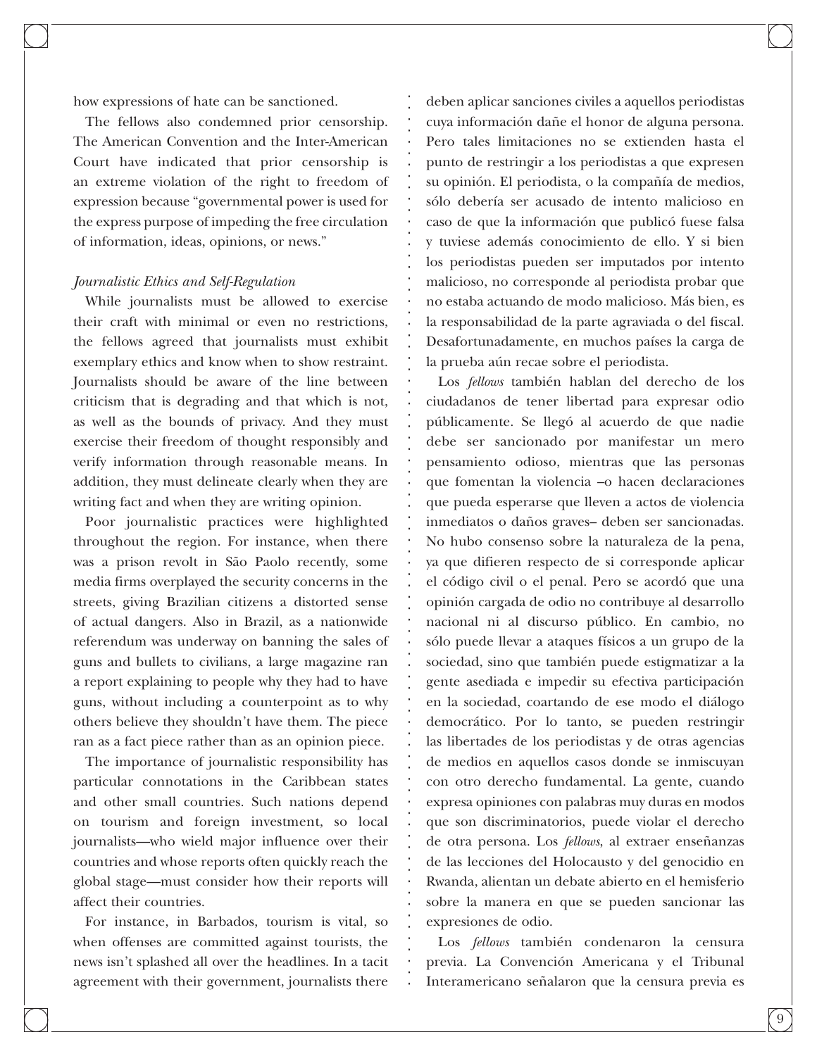how expressions of hate can be sanctioned.

The fellows also condemned prior censorship. The American Convention and the Inter-American Court have indicated that prior censorship is an extreme violation of the right to freedom of expression because "governmental power is used for the express purpose of impeding the free circulation of information, ideas, opinions, or news."

*Journalistic Ethics and Self-Regulation*

While journalists must be allowed to exercise their craft with minimal or even no restrictions, the fellows agreed that journalists must exhibit exemplary ethics and know when to show restraint. Journalists should be aware of the line between criticism that is degrading and that which is not, as well as the bounds of privacy. And they must exercise their freedom of thought responsibly and verify information through reasonable means. In addition, they must delineate clearly when they are writing fact and when they are writing opinion.

Poor journalistic practices were highlighted throughout the region. For instance, when there was a prison revolt in São Paolo recently, some media firms overplayed the security concerns in the streets, giving Brazilian citizens a distorted sense of actual dangers. Also in Brazil, as a nationwide referendum was underway on banning the sales of guns and bullets to civilians, a large magazine ran a report explaining to people why they had to have guns, without including a counterpoint as to why others believe they shouldn't have them. The piece ran as a fact piece rather than as an opinion piece.

The importance of journalistic responsibility has particular connotations in the Caribbean states and other small countries. Such nations depend on tourism and foreign investment, so local journalists—who wield major influence over their countries and whose reports often quickly reach the global stage—must consider how their reports will affect their countries.

For instance, in Barbados, tourism is vital, so when offenses are committed against tourists, the news isn't splashed all over the headlines. In a tacit agreement with their government, journalists there

deben aplicar sanciones civiles a aquellos periodistas cuya información dañe el honor de alguna persona. Pero tales limitaciones no se extienden hasta el punto de restringir a los periodistas a que expresen su opinión. El periodista, o la compañía de medios, sólo debería ser acusado de intento malicioso en caso de que la información que publicó fuese falsa y tuviese además conocimiento de ello. Y si bien los periodistas pueden ser imputados por intento malicioso, no corresponde al periodista probar que no estaba actuando de modo malicioso. Más bien, es la responsabilidad de la parte agraviada o del fiscal. Desafortunadamente, en muchos países la carga de la prueba aún recae sobre el periodista.

Los *fellows* también hablan del derecho de los ciudadanos de tener libertad para expresar odio públicamente. Se llegó al acuerdo de que nadie debe ser sancionado por manifestar un mero pensamiento odioso, mientras que las personas que fomentan la violencia –o hacen declaraciones que pueda esperarse que lleven a actos de violencia inmediatos o daños graves– deben ser sancionadas. No hubo consenso sobre la naturaleza de la pena, ya que difieren respecto de si corresponde aplicar el código civil o el penal. Pero se acordó que una opinión cargada de odio no contribuye al desarrollo nacional ni al discurso público. En cambio, no sólo puede llevar a ataques físicos a un grupo de la sociedad, sino que también puede estigmatizar a la gente asediada e impedir su efectiva participación en la sociedad, coartando de ese modo el diálogo democrático. Por lo tanto, se pueden restringir las libertades de los periodistas y de otras agencias de medios en aquellos casos donde se inmiscuyan con otro derecho fundamental. La gente, cuando expresa opiniones con palabras muy duras en modos que son discriminatorios, puede violar el derecho de otra persona. Los *fellows*, al extraer enseñanzas de las lecciones del Holocausto y del genocidio en Rwanda, alientan un debate abierto en el hemisferio sobre la manera en que se pueden sancionar las expresiones de odio.

Los *fellows* también condenaron la censura previa. La Convención Americana y el Tribunal Interamericano señalaron que la censura previa es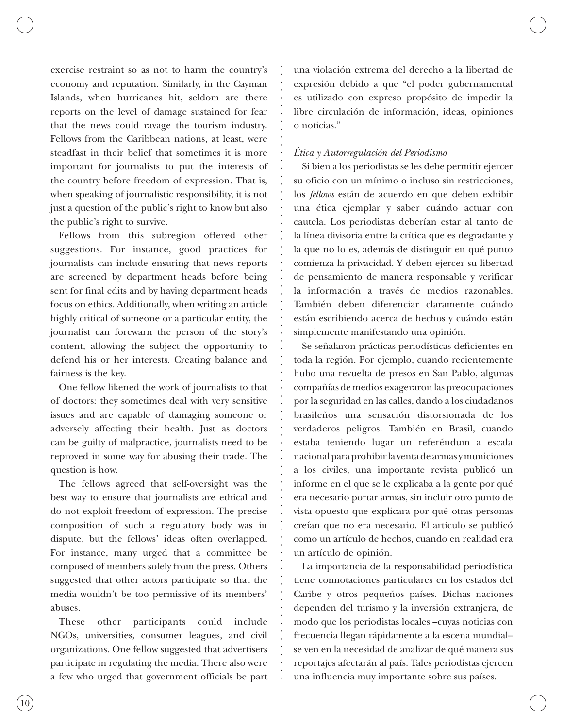exercise restraint so as not to harm the country's economy and reputation. Similarly, in the Cayman Islands, when hurricanes hit, seldom are there reports on the level of damage sustained for fear that the news could ravage the tourism industry. Fellows from the Caribbean nations, at least, were steadfast in their belief that sometimes it is more important for journalists to put the interests of the country before freedom of expression. That is, when speaking of journalistic responsibility, it is not just a question of the public's right to know but also the public's right to survive.

Fellows from this subregion offered other suggestions. For instance, good practices for journalists can include ensuring that news reports are screened by department heads before being sent for final edits and by having department heads focus on ethics. Additionally, when writing an article highly critical of someone or a particular entity, the journalist can forewarn the person of the story's content, allowing the subject the opportunity to defend his or her interests. Creating balance and fairness is the key.

One fellow likened the work of journalists to that of doctors: they sometimes deal with very sensitive issues and are capable of damaging someone or adversely affecting their health. Just as doctors can be guilty of malpractice, journalists need to be reproved in some way for abusing their trade. The question is how.

The fellows agreed that self-oversight was the best way to ensure that journalists are ethical and do not exploit freedom of expression. The precise composition of such a regulatory body was in dispute, but the fellows' ideas often overlapped. For instance, many urged that a committee be composed of members solely from the press. Others suggested that other actors participate so that the media wouldn't be too permissive of its members' abuses.

These other participants could include NGOs, universities, consumer leagues, and civil organizations. One fellow suggested that advertisers participate in regulating the media. There also were a few who urged that government officials be part

una violación extrema del derecho a la libertad de expresión debido a que "el poder gubernamental es utilizado con expreso propósito de impedir la libre circulación de información, ideas, opiniones o noticias."

*Ética y Autorregulación del Periodismo*

Si bien a los periodistas se les debe permitir ejercer su oficio con un mínimo o incluso sin restricciones, los *fellows* están de acuerdo en que deben exhibir una ética ejemplar y saber cuándo actuar con cautela. Los periodistas deberían estar al tanto de la línea divisoria entre la crítica que es degradante y la que no lo es, además de distinguir en qué punto comienza la privacidad. Y deben ejercer su libertad de pensamiento de manera responsable y verificar la información a través de medios razonables. También deben diferenciar claramente cuándo están escribiendo acerca de hechos y cuándo están simplemente manifestando una opinión.

Se señalaron prácticas periodísticas deficientes en toda la región. Por ejemplo, cuando recientemente hubo una revuelta de presos en San Pablo, algunas compañías de medios exageraron las preocupaciones por la seguridad en las calles, dando a los ciudadanos brasileños una sensación distorsionada de los verdaderos peligros. También en Brasil, cuando estaba teniendo lugar un referéndum a escala nacional para prohibir la venta de armas y municiones a los civiles, una importante revista publicó un informe en el que se le explicaba a la gente por qué era necesario portar armas, sin incluir otro punto de vista opuesto que explicara por qué otras personas creían que no era necesario. El artículo se publicó como un artículo de hechos, cuando en realidad era un artículo de opinión.

La importancia de la responsabilidad periodística tiene connotaciones particulares en los estados del Caribe y otros pequeños países. Dichas naciones dependen del turismo y la inversión extranjera, de modo que los periodistas locales –cuyas noticias con frecuencia llegan rápidamente a la escena mundial– se ven en la necesidad de analizar de qué manera sus reportajes afectarán al país. Tales periodistas ejercen una influencia muy importante sobre sus países.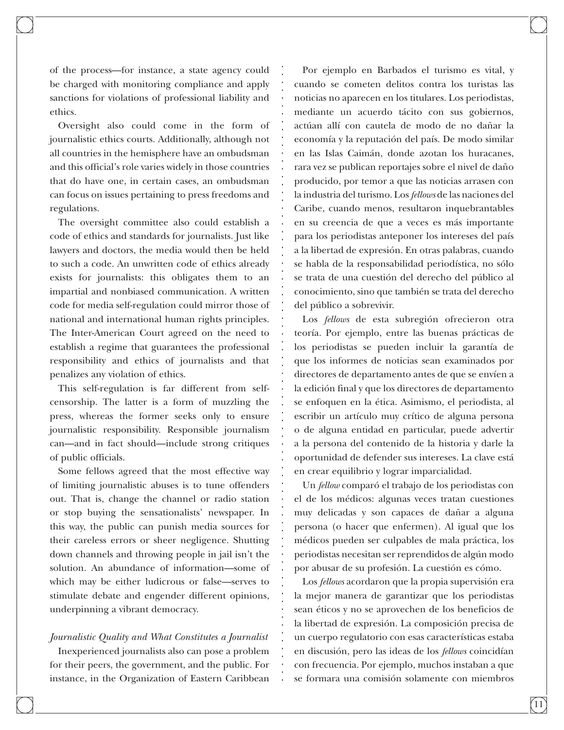of the process—for instance, a state agency could be charged with monitoring compliance and apply sanctions for violations of professional liability and ethics.

Oversight also could come in the form of journalistic ethics courts. Additionally, although not all countries in the hemisphere have an ombudsman and this official's role varies widely in those countries that do have one, in certain cases, an ombudsman can focus on issues pertaining to press freedoms and regulations.

The oversight committee also could establish a code of ethics and standards for journalists. Just like lawyers and doctors, the media would then be held to such a code. An unwritten code of ethics already exists for journalists: this obligates them to an impartial and nonbiased communication. A written code for media self-regulation could mirror those of national and international human rights principles. The Inter-American Court agreed on the need to establish a regime that guarantees the professional responsibility and ethics of journalists and that penalizes any violation of ethics.

This self-regulation is far different from self-censorship. The latter is a form of muzzling the press, whereas the former seeks only to ensure journalistic responsibility. Responsible journalism can—and in fact should—include strong critiques of public officials.

Some fellows agreed that the most effective way of limiting journalistic abuses is to tune offenders out. That is, change the channel or radio station or stop buying the sensationalists' newspaper. In this way, the public can punish media sources for their careless errors or sheer negligence. Shutting down channels and throwing people in jail isn't the solution. An abundance of information—some of which may be either ludicrous or false—serves to stimulate debate and engender different opinions, underpinning a vibrant democracy.

*Journalistic Quality and What Constitutes a Journalist*

Inexperienced journalists also can pose a problem for their peers, the government, and the public. For instance, in the Organization of Eastern Caribbean

Por ejemplo en Barbados el turismo es vital, y cuando se cometen delitos contra los turistas las noticias no aparecen en los titulares. Los periodistas, mediante un acuerdo tácito con sus gobiernos, actúan allí con cautela de modo de no dañar la economía y la reputación del país. De modo similar en las Islas Caimán, donde azotan los huracanes, rara vez se publican reportajes sobre el nivel de daño producido, por temor a que las noticias arrasen con la industria del turismo. Los *fellows* de las naciones del Caribe, cuando menos, resultaron inquebrantables en su creencia de que a veces es más importante para los periodistas anteponer los intereses del país a la libertad de expresión. En otras palabras, cuando se habla de la responsabilidad periodística, no sólo se trata de una cuestión del derecho del público al conocimiento, sino que también se trata del derecho del público a sobrevivir.

Los *fellows* de esta subregión ofrecieron otra teoría. Por ejemplo, entre las buenas prácticas de los periodistas se pueden incluir la garantía de que los informes de noticias sean examinados por directores de departamento antes de que se envíen a la edición final y que los directores de departamento se enfoquen en la ética. Asimismo, el periodista, al escribir un artículo muy crítico de alguna persona o de alguna entidad en particular, puede advertir a la persona del contenido de la historia y darle la oportunidad de defender sus intereses. La clave está en crear equilibrio y lograr imparcialidad.

Un *fellow* comparó el trabajo de los periodistas con el de los médicos: algunas veces tratan cuestiones muy delicadas y son capaces de dañar a alguna persona (o hacer que enfermen). Al igual que los médicos pueden ser culpables de mala práctica, los periodistas necesitan ser reprendidos de algún modo por abusar de su profesión. La cuestión es cómo.

Los *fellows* acordaron que la propia supervisión era la mejor manera de garantizar que los periodistas sean éticos y no se aprovechen de los beneficios de la libertad de expresión. La composición precisa de un cuerpo regulatorio con esas características estaba en discusión, pero las ideas de los *fellows* coincidían con frecuencia. Por ejemplo, muchos instaban a que se formara una comisión solamente con miembros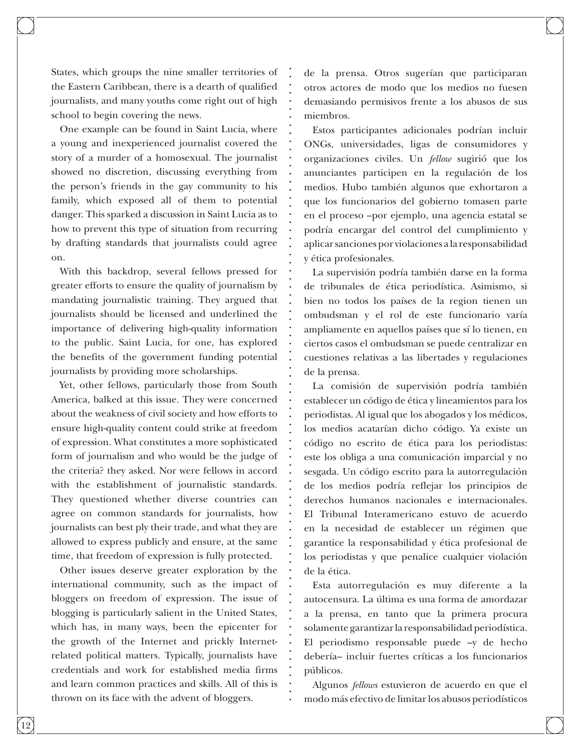States, which groups the nine smaller territories of the Eastern Caribbean, there is a dearth of qualified journalists, and many youths come right out of high school to begin covering the news.

One example can be found in Saint Lucia, where a young and inexperienced journalist covered the story of a murder of a homosexual. The journalist showed no discretion, discussing everything from the person's friends in the gay community to his family, which exposed all of them to potential danger. This sparked a discussion in Saint Lucia as to how to prevent this type of situation from recurring by drafting standards that journalists could agree on.

With this backdrop, several fellows pressed for greater efforts to ensure the quality of journalism by mandating journalistic training. They argued that journalists should be licensed and underlined the importance of delivering high-quality information to the public. Saint Lucia, for one, has explored the benefits of the government funding potential journalists by providing more scholarships.

Yet, other fellows, particularly those from South America, balked at this issue. They were concerned about the weakness of civil society and how efforts to ensure high-quality content could strike at freedom of expression. What constitutes a more sophisticated form of journalism and who would be the judge of the criteria? they asked. Nor were fellows in accord with the establishment of journalistic standards. They questioned whether diverse countries can agree on common standards for journalists, how journalists can best ply their trade, and what they are allowed to express publicly and ensure, at the same time, that freedom of expression is fully protected.

Other issues deserve greater exploration by the international community, such as the impact of bloggers on freedom of expression. The issue of blogging is particularly salient in the United States, which has, in many ways, been the epicenter for the growth of the Internet and prickly Internet-related political matters. Typically, journalists have credentials and work for established media firms and learn common practices and skills. All of this is thrown on its face with the advent of bloggers.

de la prensa. Otros sugerían que participaran otros actores de modo que los medios no fuesen demasiando permisivos frente a los abusos de sus miembros.

Estos participantes adicionales podrían incluir ONGs, universidades, ligas de consumidores y organizaciones civiles. Un *fellow* sugirió que los anunciantes participen en la regulación de los medios. Hubo también algunos que exhortaron a que los funcionarios del gobierno tomasen parte en el proceso –por ejemplo, una agencia estatal se podría encargar del control del cumplimiento y aplicar sanciones por violaciones a la responsabilidad y ética profesionales.

La supervisión podría también darse en la forma de tribunales de ética periodística. Asimismo, si bien no todos los países de la region tienen un ombudsman y el rol de este funcionario varía ampliamente en aquellos países que sí lo tienen, en ciertos casos el ombudsman se puede centralizar en cuestiones relativas a las libertades y regulaciones de la prensa.

La comisión de supervisión podría también establecer un código de ética y lineamientos para los periodistas. Al igual que los abogados y los médicos, los medios acatarían dicho código. Ya existe un código no escrito de ética para los periodistas: este los obliga a una comunicación imparcial y no sesgada. Un código escrito para la autorregulación de los medios podría reflejar los principios de derechos humanos nacionales e internacionales. El Tribunal Interamericano estuvo de acuerdo en la necesidad de establecer un régimen que garantice la responsabilidad y ética profesional de los periodistas y que penalice cualquier violación de la ética.

Esta autorregulación es muy diferente a la autocensura. La última es una forma de amordazar a la prensa, en tanto que la primera procura solamente garantizar la responsabilidad periodística. El periodismo responsable puede –y de hecho debería– incluir fuertes críticas a los funcionarios públicos.

Algunos *fellows* estuvieron de acuerdo en que el modo más efectivo de limitar los abusos periodísticos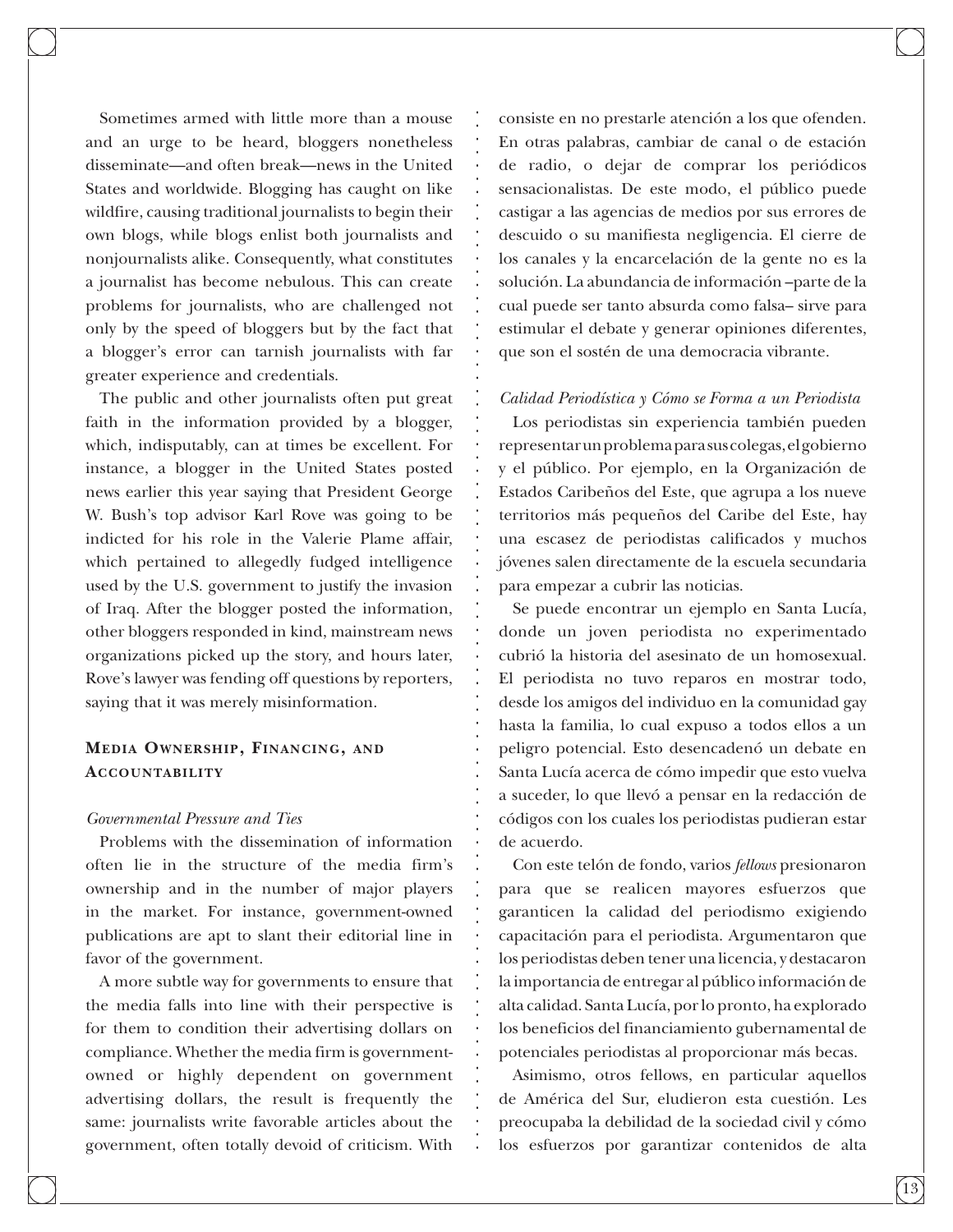Sometimes armed with little more than a mouse and an urge to be heard, bloggers nonetheless disseminate—and often break—news in the United States and worldwide. Blogging has caught on like wildfire, causing traditional journalists to begin their own blogs, while blogs enlist both journalists and nonjournalists alike. Consequently, what constitutes a journalist has become nebulous. This can create problems for journalists, who are challenged not only by the speed of bloggers but by the fact that a blogger's error can tarnish journalists with far greater experience and credentials.

The public and other journalists often put great faith in the information provided by a blogger, which, indisputably, can at times be excellent. For instance, a blogger in the United States posted news earlier this year saying that President George W. Bush's top advisor Karl Rove was going to be indicted for his role in the Valerie Plame affair, which pertained to allegedly fudged intelligence used by the U.S. government to justify the invasion of Iraq. After the blogger posted the information, other bloggers responded in kind, mainstream news organizations picked up the story, and hours later, Rove's lawyer was fending off questions by reporters, saying that it was merely misinformation.

## Media Ownership, Financing, and Accountability

*Governmental Pressure and Ties*

Problems with the dissemination of information often lie in the structure of the media firm's ownership and in the number of major players in the market. For instance, government-owned publications are apt to slant their editorial line in favor of the government.

A more subtle way for governments to ensure that the media falls into line with their perspective is for them to condition their advertising dollars on compliance. Whether the media firm is government-owned or highly dependent on government advertising dollars, the result is frequently the same: journalists write favorable articles about the government, often totally devoid of criticism. With

consiste en no prestarle atención a los que ofenden. En otras palabras, cambiar de canal o de estación de radio, o dejar de comprar los periódicos sensacionalistas. De este modo, el público puede castigar a las agencias de medios por sus errores de descuido o su manifiesta negligencia. El cierre de los canales y la encarcelación de la gente no es la solución. La abundancia de información –parte de la cual puede ser tanto absurda como falsa– sirve para estimular el debate y generar opiniones diferentes, que son el sostén de una democracia vibrante.

*Calidad Periodística y Cómo se Forma a un Periodista*

Los periodistas sin experiencia también pueden representar un problema para sus colegas, el gobierno y el público. Por ejemplo, en la Organización de Estados Caribeños del Este, que agrupa a los nueve territorios más pequeños del Caribe del Este, hay una escasez de periodistas calificados y muchos jóvenes salen directamente de la escuela secundaria para empezar a cubrir las noticias.

Se puede encontrar un ejemplo en Santa Lucía, donde un joven periodista no experimentado cubrió la historia del asesinato de un homosexual. El periodista no tuvo reparos en mostrar todo, desde los amigos del individuo en la comunidad gay hasta la familia, lo cual expuso a todos ellos a un peligro potencial. Esto desencadenó un debate en Santa Lucía acerca de cómo impedir que esto vuelva a suceder, lo que llevó a pensar en la redacción de códigos con los cuales los periodistas pudieran estar de acuerdo.

Con este telón de fondo, varios *fellows* presionaron para que se realicen mayores esfuerzos que garanticen la calidad del periodismo exigiendo capacitación para el periodista. Argumentaron que los periodistas deben tener una licencia, y destacaron la importancia de entregar al público información de alta calidad. Santa Lucía, por lo pronto, ha explorado los beneficios del financiamiento gubernamental de potenciales periodistas al proporcionar más becas.

Asimismo, otros fellows, en particular aquellos de América del Sur, eludieron esta cuestión. Les preocupaba la debilidad de la sociedad civil y cómo los esfuerzos por garantizar contenidos de alta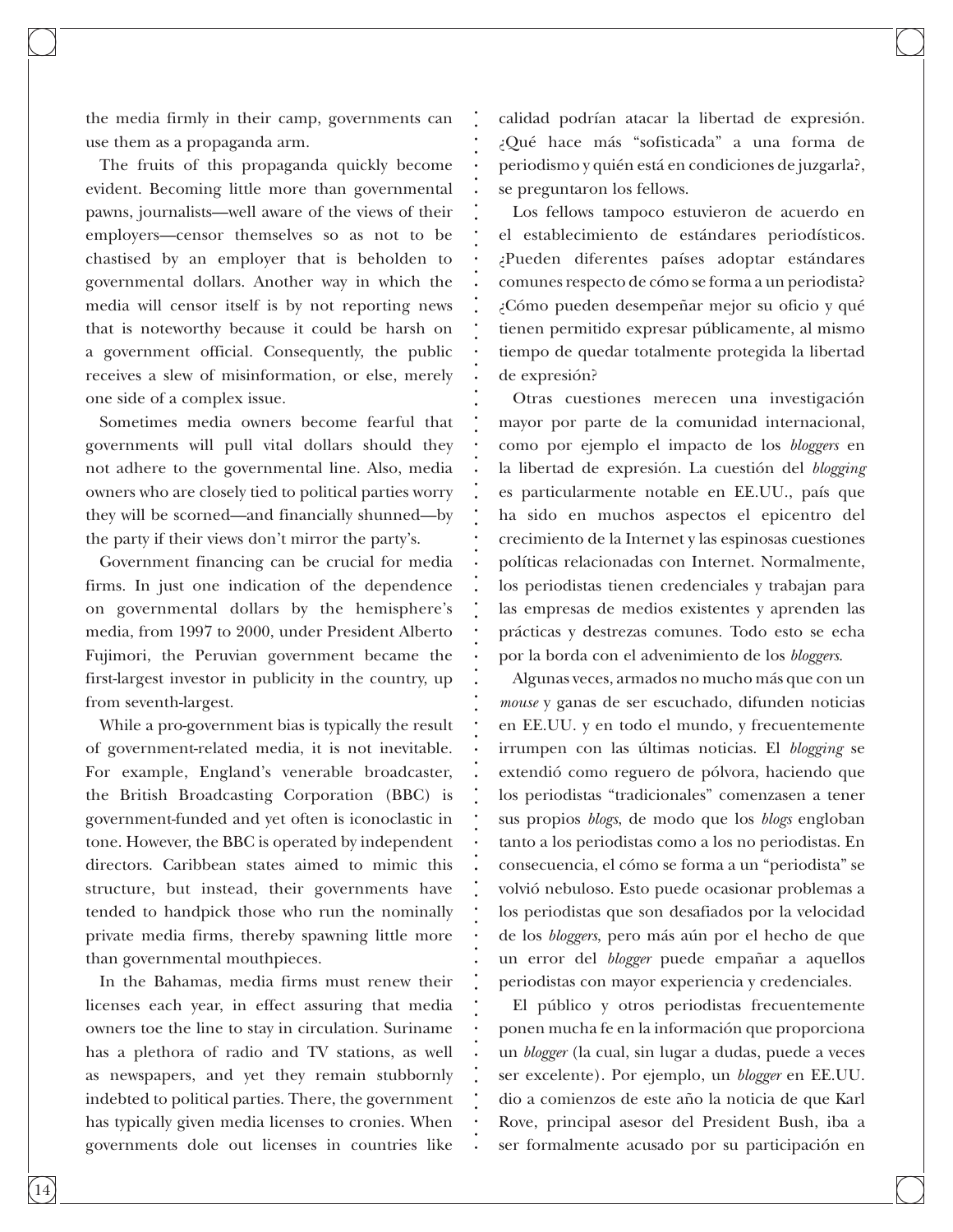the media firmly in their camp, governments can use them as a propaganda arm.

The fruits of this propaganda quickly become evident. Becoming little more than governmental pawns, journalists—well aware of the views of their employers—censor themselves so as not to be chastised by an employer that is beholden to governmental dollars. Another way in which the media will censor itself is by not reporting news that is noteworthy because it could be harsh on a government official. Consequently, the public receives a slew of misinformation, or else, merely one side of a complex issue.

Sometimes media owners become fearful that governments will pull vital dollars should they not adhere to the governmental line. Also, media owners who are closely tied to political parties worry they will be scorned—and financially shunned—by the party if their views don't mirror the party's.

Government financing can be crucial for media firms. In just one indication of the dependence on governmental dollars by the hemisphere's media, from 1997 to 2000, under President Alberto Fujimori, the Peruvian government became the first-largest investor in publicity in the country, up from seventh-largest.

While a pro-government bias is typically the result of government-related media, it is not inevitable. For example, England's venerable broadcaster, the British Broadcasting Corporation (BBC) is government-funded and yet often is iconoclastic in tone. However, the BBC is operated by independent directors. Caribbean states aimed to mimic this structure, but instead, their governments have tended to handpick those who run the nominally private media firms, thereby spawning little more than governmental mouthpieces.

In the Bahamas, media firms must renew their licenses each year, in effect assuring that media owners toe the line to stay in circulation. Suriname has a plethora of radio and TV stations, as well as newspapers, and yet they remain stubbornly indebted to political parties. There, the government has typically given media licenses to cronies. When governments dole out licenses in countries like

calidad podrían atacar la libertad de expresión. ¿Qué hace más "sofisticada" a una forma de periodismo y quién está en condiciones de juzgarla?, se preguntaron los fellows.

Los fellows tampoco estuvieron de acuerdo en el establecimiento de estándares periodísticos. ¿Pueden diferentes países adoptar estándares comunes respecto de cómo se forma a un periodista? ¿Cómo pueden desempeñar mejor su oficio y qué tienen permitido expresar públicamente, al mismo tiempo de quedar totalmente protegida la libertad de expresión?

Otras cuestiones merecen una investigación mayor por parte de la comunidad internacional, como por ejemplo el impacto de los *bloggers* en la libertad de expresión. La cuestión del *blogging* es particularmente notable en EE.UU., país que ha sido en muchos aspectos el epicentro del crecimiento de la Internet y las espinosas cuestiones políticas relacionadas con Internet. Normalmente, los periodistas tienen credenciales y trabajan para las empresas de medios existentes y aprenden las prácticas y destrezas comunes. Todo esto se echa por la borda con el advenimiento de los *bloggers*.

Algunas veces, armados no mucho más que con un *mouse* y ganas de ser escuchado, difunden noticias en EE.UU. y en todo el mundo, y frecuentemente irrumpen con las últimas noticias. El *blogging* se extendió como reguero de pólvora, haciendo que los periodistas "tradicionales" comenzasen a tener sus propios *blogs*, de modo que los *blogs* engloban tanto a los periodistas como a los no periodistas. En consecuencia, el cómo se forma a un "periodista" se volvió nebuloso. Esto puede ocasionar problemas a los periodistas que son desafiados por la velocidad de los *bloggers*, pero más aún por el hecho de que un error del *blogger* puede empañar a aquellos periodistas con mayor experiencia y credenciales.

El público y otros periodistas frecuentemente ponen mucha fe en la información que proporciona un *blogger* (la cual, sin lugar a dudas, puede a veces ser excelente). Por ejemplo, un *blogger* en EE.UU. dio a comienzos de este año la noticia de que Karl Rove, principal asesor del President Bush, iba a ser formalmente acusado por su participación en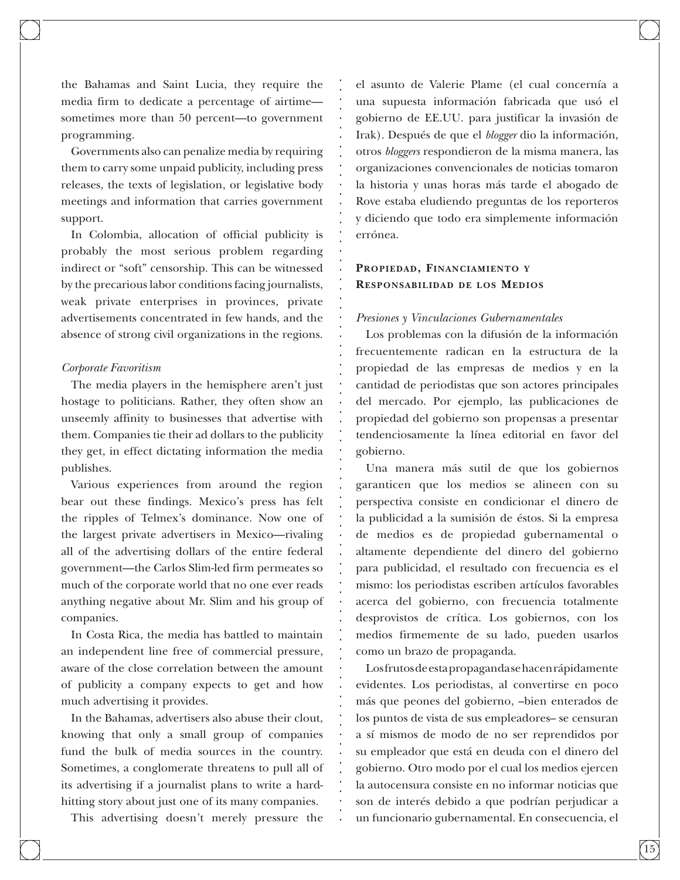the Bahamas and Saint Lucia, they require the media firm to dedicate a percentage of airtime—sometimes more than 50 percent—to government programming.

Governments also can penalize media by requiring them to carry some unpaid publicity, including press releases, the texts of legislation, or legislative body meetings and information that carries government support.

In Colombia, allocation of official publicity is probably the most serious problem regarding indirect or "soft" censorship. This can be witnessed by the precarious labor conditions facing journalists, weak private enterprises in provinces, private advertisements concentrated in few hands, and the absence of strong civil organizations in the regions.

*Corporate Favoritism*

The media players in the hemisphere aren't just hostage to politicians. Rather, they often show an unseemly affinity to businesses that advertise with them. Companies tie their ad dollars to the publicity they get, in effect dictating information the media publishes.

Various experiences from around the region bear out these findings. Mexico's press has felt the ripples of Telmex's dominance. Now one of the largest private advertisers in Mexico—rivaling all of the advertising dollars of the entire federal government—the Carlos Slim-led firm permeates so much of the corporate world that no one ever reads anything negative about Mr. Slim and his group of companies.

In Costa Rica, the media has battled to maintain an independent line free of commercial pressure, aware of the close correlation between the amount of publicity a company expects to get and how much advertising it provides.

In the Bahamas, advertisers also abuse their clout, knowing that only a small group of companies fund the bulk of media sources in the country. Sometimes, a conglomerate threatens to pull all of its advertising if a journalist plans to write a hard-hitting story about just one of its many companies.

This advertising doesn't merely pressure the

el asunto de Valerie Plame (el cual concernía a una supuesta información fabricada que usó el gobierno de EE.UU. para justificar la invasión de Irak). Después de que el *blogger* dio la información, otros *bloggers* respondieron de la misma manera, las organizaciones convencionales de noticias tomaron la historia y unas horas más tarde el abogado de Rove estaba eludiendo preguntas de los reporteros y diciendo que todo era simplemente información errónea.

## **Propiedad, Financiamiento y Responsabilidad de los Medios**

*Presiones y Vinculaciones Gubernamentales*

Los problemas con la difusión de la información frecuentemente radican en la estructura de la propiedad de las empresas de medios y en la cantidad de periodistas que son actores principales del mercado. Por ejemplo, las publicaciones de propiedad del gobierno son propensas a presentar tendenciosamente la línea editorial en favor del gobierno.

Una manera más sutil de que los gobiernos garanticen que los medios se alineen con su perspectiva consiste en condicionar el dinero de la publicidad a la sumisión de éstos. Si la empresa de medios es de propiedad gubernamental o altamente dependiente del dinero del gobierno para publicidad, el resultado con frecuencia es el mismo: los periodistas escriben artículos favorables acerca del gobierno, con frecuencia totalmente desprovistos de crítica. Los gobiernos, con los medios firmemente de su lado, pueden usarlos como un brazo de propaganda.

Los frutos de esta propaganda se hacen rápidamente evidentes. Los periodistas, al convertirse en poco más que peones del gobierno, –bien enterados de los puntos de vista de sus empleadores– se censuran a sí mismos de modo de no ser reprendidos por su empleador que está en deuda con el dinero del gobierno. Otro modo por el cual los medios ejercen la autocensura consiste en no informar noticias que son de interés debido a que podrían perjudicar a un funcionario gubernamental. En consecuencia, el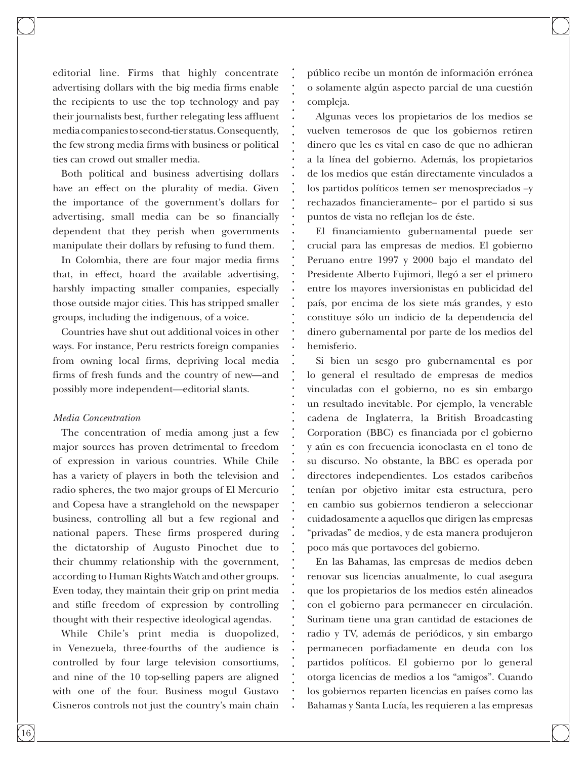editorial line. Firms that highly concentrate advertising dollars with the big media firms enable the recipients to use the top technology and pay their journalists best, further relegating less affluent media companies to second-tier status. Consequently, the few strong media firms with business or political ties can crowd out smaller media.

Both political and business advertising dollars have an effect on the plurality of media. Given the importance of the government's dollars for advertising, small media can be so financially dependent that they perish when governments manipulate their dollars by refusing to fund them.

In Colombia, there are four major media firms that, in effect, hoard the available advertising, harshly impacting smaller companies, especially those outside major cities. This has stripped smaller groups, including the indigenous, of a voice.

Countries have shut out additional voices in other ways. For instance, Peru restricts foreign companies from owning local firms, depriving local media firms of fresh funds and the country of new—and possibly more independent—editorial slants.

*Media Concentration*

The concentration of media among just a few major sources has proven detrimental to freedom of expression in various countries. While Chile has a variety of players in both the television and radio spheres, the two major groups of El Mercurio and Copesa have a stranglehold on the newspaper business, controlling all but a few regional and national papers. These firms prospered during the dictatorship of Augusto Pinochet due to their chummy relationship with the government, according to Human Rights Watch and other groups. Even today, they maintain their grip on print media and stifle freedom of expression by controlling thought with their respective ideological agendas.

While Chile's print media is duopolized, in Venezuela, three-fourths of the audience is controlled by four large television consortiums, and nine of the 10 top-selling papers are aligned with one of the four. Business mogul Gustavo Cisneros controls not just the country's main chain

público recibe un montón de información errónea o solamente algún aspecto parcial de una cuestión compleja.

Algunas veces los propietarios de los medios se vuelven temerosos de que los gobiernos retiren dinero que les es vital en caso de que no adhieran a la línea del gobierno. Además, los propietarios de los medios que están directamente vinculados a los partidos políticos temen ser menospreciados –y rechazados financieramente– por el partido si sus puntos de vista no reflejan los de éste.

El financiamiento gubernamental puede ser crucial para las empresas de medios. El gobierno Peruano entre 1997 y 2000 bajo el mandato del Presidente Alberto Fujimori, llegó a ser el primero entre los mayores inversionistas en publicidad del país, por encima de los siete más grandes, y esto constituye sólo un indicio de la dependencia del dinero gubernamental por parte de los medios del hemisferio.

Si bien un sesgo pro gubernamental es por lo general el resultado de empresas de medios vinculadas con el gobierno, no es sin embargo un resultado inevitable. Por ejemplo, la venerable cadena de Inglaterra, la British Broadcasting Corporation (BBC) es financiada por el gobierno y aún es con frecuencia iconoclasta en el tono de su discurso. No obstante, la BBC es operada por directores independientes. Los estados caribeños tenían por objetivo imitar esta estructura, pero en cambio sus gobiernos tendieron a seleccionar cuidadosamente a aquellos que dirigen las empresas "privadas" de medios, y de esta manera produjeron poco más que portavoces del gobierno.

En las Bahamas, las empresas de medios deben renovar sus licencias anualmente, lo cual asegura que los propietarios de los medios estén alineados con el gobierno para permanecer en circulación. Surinam tiene una gran cantidad de estaciones de radio y TV, además de periódicos, y sin embargo permanecen porfiadamente en deuda con los partidos políticos. El gobierno por lo general otorga licencias de medios a los "amigos". Cuando los gobiernos reparten licencias en países como las Bahamas y Santa Lucía, les requieren a las empresas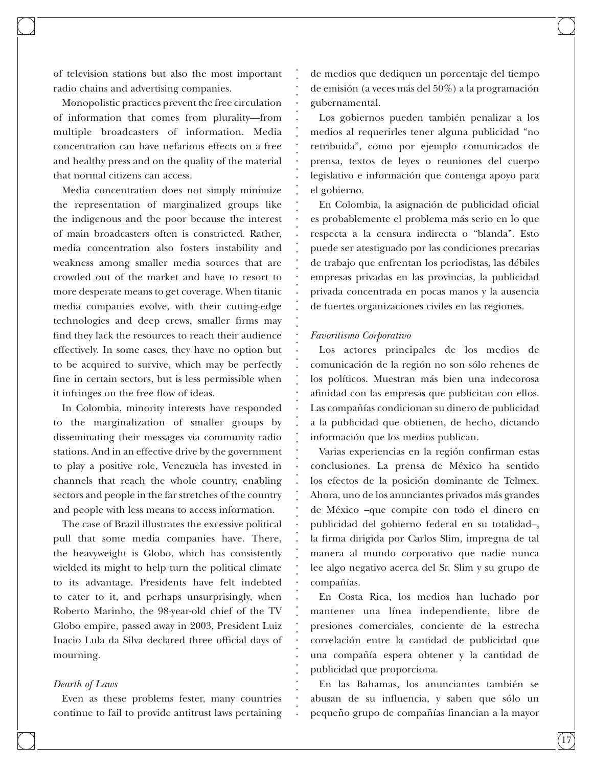of television stations but also the most important radio chains and advertising companies.

Monopolistic practices prevent the free circulation of information that comes from plurality—from multiple broadcasters of information. Media concentration can have nefarious effects on a free and healthy press and on the quality of the material that normal citizens can access.

Media concentration does not simply minimize the representation of marginalized groups like the indigenous and the poor because the interest of main broadcasters often is constricted. Rather, media concentration also fosters instability and weakness among smaller media sources that are crowded out of the market and have to resort to more desperate means to get coverage. When titanic media companies evolve, with their cutting-edge technologies and deep crews, smaller firms may find they lack the resources to reach their audience effectively. In some cases, they have no option but to be acquired to survive, which may be perfectly fine in certain sectors, but is less permissible when it infringes on the free flow of ideas.

In Colombia, minority interests have responded to the marginalization of smaller groups by disseminating their messages via community radio stations. And in an effective drive by the government to play a positive role, Venezuela has invested in channels that reach the whole country, enabling sectors and people in the far stretches of the country and people with less means to access information.

The case of Brazil illustrates the excessive political pull that some media companies have. There, the heavyweight is Globo, which has consistently wielded its might to help turn the political climate to its advantage. Presidents have felt indebted to cater to it, and perhaps unsurprisingly, when Roberto Marinho, the 98-year-old chief of the TV Globo empire, passed away in 2003, President Luiz Inacio Lula da Silva declared three official days of mourning.

*Dearth of Laws*

Even as these problems fester, many countries continue to fail to provide antitrust laws pertaining

de medios que dediquen un porcentaje del tiempo de emisión (a veces más del 50%) a la programación gubernamental.

Los gobiernos pueden también penalizar a los medios al requerirles tener alguna publicidad "no retribuida", como por ejemplo comunicados de prensa, textos de leyes o reuniones del cuerpo legislativo e información que contenga apoyo para el gobierno.

En Colombia, la asignación de publicidad oficial es probablemente el problema más serio en lo que respecta a la censura indirecta o "blanda". Esto puede ser atestiguado por las condiciones precarias de trabajo que enfrentan los periodistas, las débiles empresas privadas en las provincias, la publicidad privada concentrada en pocas manos y la ausencia de fuertes organizaciones civiles en las regiones.

*Favoritismo Corporativo*

Los actores principales de los medios de comunicación de la región no son sólo rehenes de los políticos. Muestran más bien una indecorosa afinidad con las empresas que publicitan con ellos. Las compañías condicionan su dinero de publicidad a la publicidad que obtienen, de hecho, dictando información que los medios publican.

Varias experiencias en la región confirman estas conclusiones. La prensa de México ha sentido los efectos de la posición dominante de Telmex. Ahora, uno de los anunciantes privados más grandes de México –que compite con todo el dinero en publicidad del gobierno federal en su totalidad–, la firma dirigida por Carlos Slim, impregna de tal manera al mundo corporativo que nadie nunca lee algo negativo acerca del Sr. Slim y su grupo de compañías.

En Costa Rica, los medios han luchado por mantener una línea independiente, libre de presiones comerciales, conciente de la estrecha correlación entre la cantidad de publicidad que una compañía espera obtener y la cantidad de publicidad que proporciona.

En las Bahamas, los anunciantes también se abusan de su influencia, y saben que sólo un pequeño grupo de compañías financian a la mayor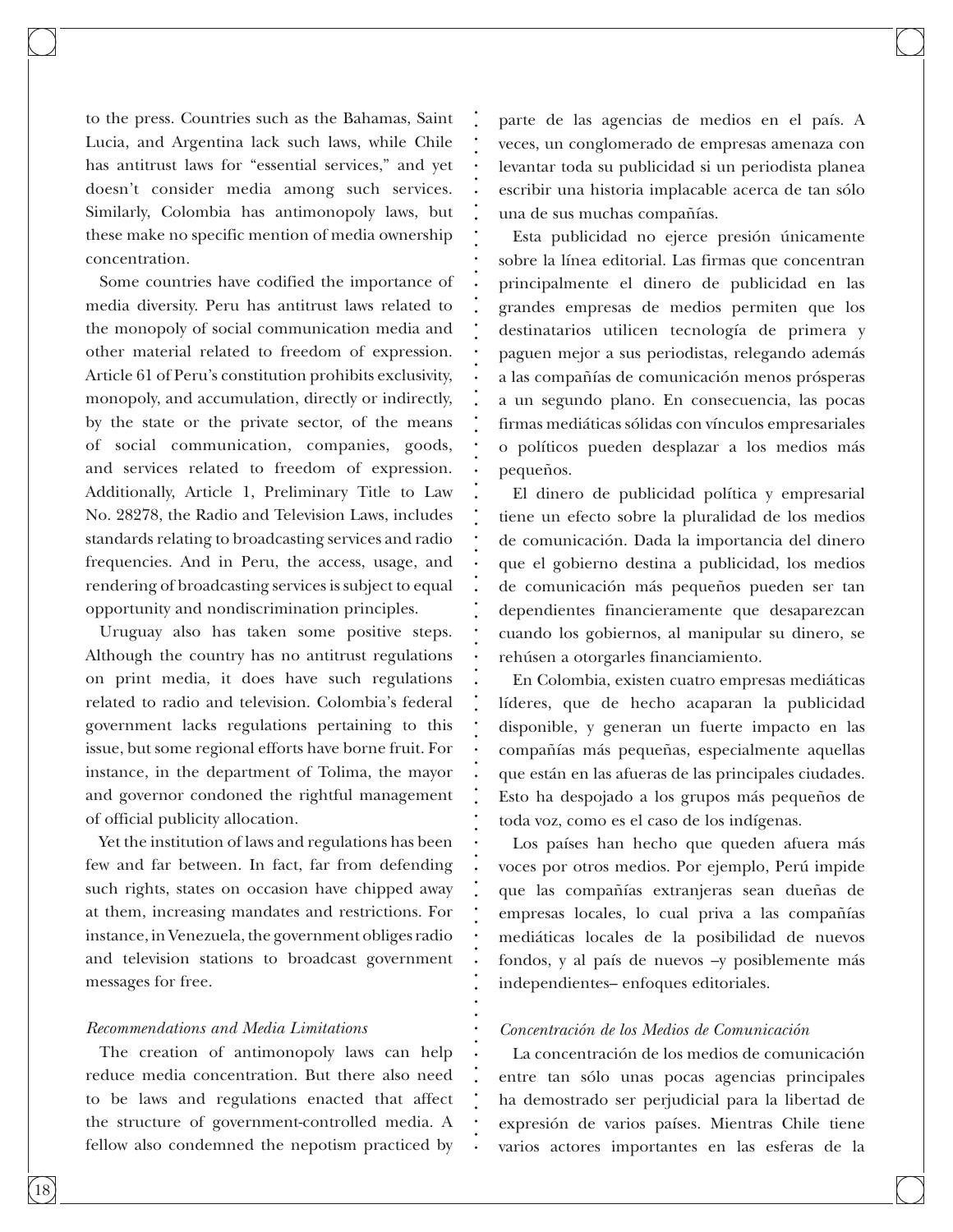to the press. Countries such as the Bahamas, Saint Lucia, and Argentina lack such laws, while Chile has antitrust laws for "essential services," and yet doesn't consider media among such services. Similarly, Colombia has antimonopoly laws, but these make no specific mention of media ownership concentration.

Some countries have codified the importance of media diversity. Peru has antitrust laws related to the monopoly of social communication media and other material related to freedom of expression. Article 61 of Peru's constitution prohibits exclusivity, monopoly, and accumulation, directly or indirectly, by the state or the private sector, of the means of social communication, companies, goods, and services related to freedom of expression. Additionally, Article 1, Preliminary Title to Law No. 28278, the Radio and Television Laws, includes standards relating to broadcasting services and radio frequencies. And in Peru, the access, usage, and rendering of broadcasting services is subject to equal opportunity and nondiscrimination principles.

Uruguay also has taken some positive steps. Although the country has no antitrust regulations on print media, it does have such regulations related to radio and television. Colombia's federal government lacks regulations pertaining to this issue, but some regional efforts have borne fruit. For instance, in the department of Tolima, the mayor and governor condoned the rightful management of official publicity allocation.

Yet the institution of laws and regulations has been few and far between. In fact, far from defending such rights, states on occasion have chipped away at them, increasing mandates and restrictions. For instance, in Venezuela, the government obliges radio and television stations to broadcast government messages for free.

*Recommendations and Media Limitations*

The creation of antimonopoly laws can help reduce media concentration. But there also need to be laws and regulations enacted that affect the structure of government-controlled media. A fellow also condemned the nepotism practiced by parte de las agencias de medios en el país. A veces, un conglomerado de empresas amenaza con levantar toda su publicidad si un periodista planea escribir una historia implacable acerca de tan sólo una de sus muchas compañías.

Esta publicidad no ejerce presión únicamente sobre la línea editorial. Las firmas que concentran principalmente el dinero de publicidad en las grandes empresas de medios permiten que los destinatarios utilicen tecnología de primera y paguen mejor a sus periodistas, relegando además a las compañías de comunicación menos prósperas a un segundo plano. En consecuencia, las pocas firmas mediáticas sólidas con vínculos empresariales o políticos pueden desplazar a los medios más pequeños.

El dinero de publicidad política y empresarial tiene un efecto sobre la pluralidad de los medios de comunicación. Dada la importancia del dinero que el gobierno destina a publicidad, los medios de comunicación más pequeños pueden ser tan dependientes financieramente que desaparezcan cuando los gobiernos, al manipular su dinero, se rehúsen a otorgarles financiamiento.

En Colombia, existen cuatro empresas mediáticas líderes, que de hecho acaparan la publicidad disponible, y generan un fuerte impacto en las compañías más pequeñas, especialmente aquellas que están en las afueras de las principales ciudades. Esto ha despojado a los grupos más pequeños de toda voz, como es el caso de los indígenas.

Los países han hecho que queden afuera más voces por otros medios. Por ejemplo, Perú impide que las compañías extranjeras sean dueñas de empresas locales, lo cual priva a las compañías mediáticas locales de la posibilidad de nuevos fondos, y al país de nuevos –y posiblemente más independientes– enfoques editoriales.

*Concentración de los Medios de Comunicación*

La concentración de los medios de comunicación entre tan sólo unas pocas agencias principales ha demostrado ser perjudicial para la libertad de expresión de varios países. Mientras Chile tiene varios actores importantes en las esferas de la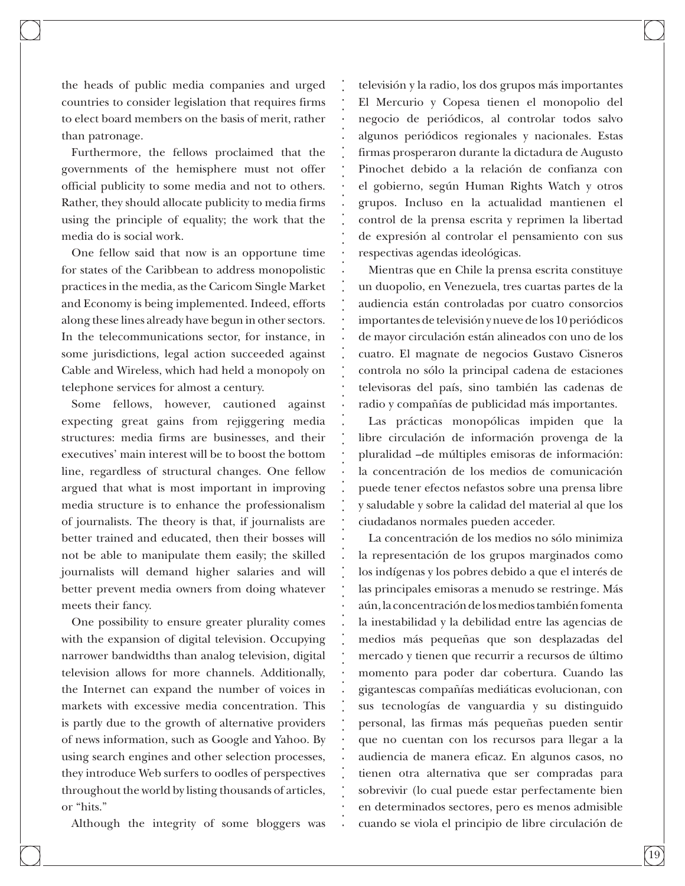the heads of public media companies and urged countries to consider legislation that requires firms to elect board members on the basis of merit, rather than patronage.

Furthermore, the fellows proclaimed that the governments of the hemisphere must not offer official publicity to some media and not to others. Rather, they should allocate publicity to media firms using the principle of equality; the work that the media do is social work.

One fellow said that now is an opportune time for states of the Caribbean to address monopolistic practices in the media, as the Caricom Single Market and Economy is being implemented. Indeed, efforts along these lines already have begun in other sectors. In the telecommunications sector, for instance, in some jurisdictions, legal action succeeded against Cable and Wireless, which had held a monopoly on telephone services for almost a century.

Some fellows, however, cautioned against expecting great gains from rejiggering media structures: media firms are businesses, and their executives' main interest will be to boost the bottom line, regardless of structural changes. One fellow argued that what is most important in improving media structure is to enhance the professionalism of journalists. The theory is that, if journalists are better trained and educated, then their bosses will not be able to manipulate them easily; the skilled journalists will demand higher salaries and will better prevent media owners from doing whatever meets their fancy.

One possibility to ensure greater plurality comes with the expansion of digital television. Occupying narrower bandwidths than analog television, digital television allows for more channels. Additionally, the Internet can expand the number of voices in markets with excessive media concentration. This is partly due to the growth of alternative providers of news information, such as Google and Yahoo. By using search engines and other selection processes, they introduce Web surfers to oodles of perspectives throughout the world by listing thousands of articles, or "hits."

Although the integrity of some bloggers was

televisión y la radio, los dos grupos más importantes El Mercurio y Copesa tienen el monopolio del negocio de periódicos, al controlar todos salvo algunos periódicos regionales y nacionales. Estas firmas prosperaron durante la dictadura de Augusto Pinochet debido a la relación de confianza con el gobierno, según Human Rights Watch y otros grupos. Incluso en la actualidad mantienen el control de la prensa escrita y reprimen la libertad de expresión al controlar el pensamiento con sus respectivas agendas ideológicas.

Mientras que en Chile la prensa escrita constituye un duopolio, en Venezuela, tres cuartas partes de la audiencia están controladas por cuatro consorcios importantes de televisión y nueve de los 10 periódicos de mayor circulación están alineados con uno de los cuatro. El magnate de negocios Gustavo Cisneros controla no sólo la principal cadena de estaciones televisoras del país, sino también las cadenas de radio y compañías de publicidad más importantes.

Las prácticas monopólicas impiden que la libre circulación de información provenga de la pluralidad –de múltiples emisoras de información: la concentración de los medios de comunicación puede tener efectos nefastos sobre una prensa libre y saludable y sobre la calidad del material al que los ciudadanos normales pueden acceder.

La concentración de los medios no sólo minimiza la representación de los grupos marginados como los indígenas y los pobres debido a que el interés de las principales emisoras a menudo se restringe. Más aún, la concentración de los medios también fomenta la inestabilidad y la debilidad entre las agencias de medios más pequeñas que son desplazadas del mercado y tienen que recurrir a recursos de último momento para poder dar cobertura. Cuando las gigantescas compañías mediáticas evolucionan, con sus tecnologías de vanguardia y su distinguido personal, las firmas más pequeñas pueden sentir que no cuentan con los recursos para llegar a la audiencia de manera eficaz. En algunos casos, no tienen otra alternativa que ser compradas para sobrevivir (lo cual puede estar perfectamente bien en determinados sectores, pero es menos admisible cuando se viola el principio de libre circulación de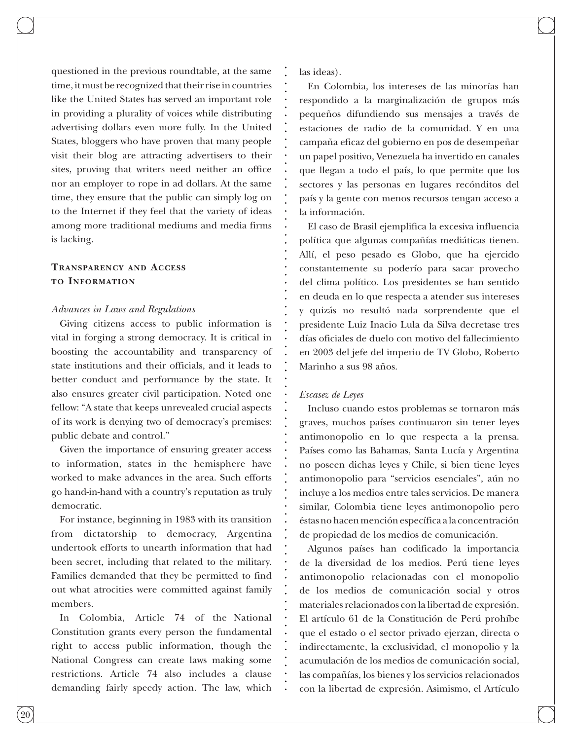questioned in the previous roundtable, at the same time, it must be recognized that their rise in countries like the United States has served an important role in providing a plurality of voices while distributing advertising dollars even more fully. In the United States, bloggers who have proven that many people visit their blog are attracting advertisers to their sites, proving that writers need neither an office nor an employer to rope in ad dollars. At the same time, they ensure that the public can simply log on to the Internet if they feel that the variety of ideas among more traditional mediums and media firms is lacking.

## Transparency and Access to Information

*Advances in Laws and Regulations*

Giving citizens access to public information is vital in forging a strong democracy. It is critical in boosting the accountability and transparency of state institutions and their officials, and it leads to better conduct and performance by the state. It also ensures greater civil participation. Noted one fellow: "A state that keeps unrevealed crucial aspects of its work is denying two of democracy's premises: public debate and control."

Given the importance of ensuring greater access to information, states in the hemisphere have worked to make advances in the area. Such efforts go hand-in-hand with a country's reputation as truly democratic.

For instance, beginning in 1983 with its transition from dictatorship to democracy, Argentina undertook efforts to unearth information that had been secret, including that related to the military. Families demanded that they be permitted to find out what atrocities were committed against family members.

In Colombia, Article 74 of the National Constitution grants every person the fundamental right to access public information, though the National Congress can create laws making some restrictions. Article 74 also includes a clause demanding fairly speedy action. The law, which

las ideas).

En Colombia, los intereses de las minorías han respondido a la marginalización de grupos más pequeños difundiendo sus mensajes a través de estaciones de radio de la comunidad. Y en una campaña eficaz del gobierno en pos de desempeñar un papel positivo, Venezuela ha invertido en canales que llegan a todo el país, lo que permite que los sectores y las personas en lugares recónditos del país y la gente con menos recursos tengan acceso a la información.

El caso de Brasil ejemplifica la excesiva influencia política que algunas compañías mediáticas tienen. Allí, el peso pesado es Globo, que ha ejercido constantemente su poderío para sacar provecho del clima político. Los presidentes se han sentido en deuda en lo que respecta a atender sus intereses y quizás no resultó nada sorprendente que el presidente Luiz Inacio Lula da Silva decretase tres días oficiales de duelo con motivo del fallecimiento en 2003 del jefe del imperio de TV Globo, Roberto Marinho a sus 98 años.

*Escasez de Leyes*

Incluso cuando estos problemas se tornaron más graves, muchos países continuaron sin tener leyes antimonopolio en lo que respecta a la prensa. Países como las Bahamas, Santa Lucía y Argentina no poseen dichas leyes y Chile, si bien tiene leyes antimonopolio para "servicios esenciales", aún no incluye a los medios entre tales servicios. De manera similar, Colombia tiene leyes antimonopolio pero éstas no hacen mención específica a la concentración de propiedad de los medios de comunicación.

Algunos países han codificado la importancia de la diversidad de los medios. Perú tiene leyes antimonopolio relacionadas con el monopolio de los medios de comunicación social y otros materiales relacionados con la libertad de expresión. El artículo 61 de la Constitución de Perú prohíbe que el estado o el sector privado ejerzan, directa o indirectamente, la exclusividad, el monopolio y la acumulación de los medios de comunicación social, las compañías, los bienes y los servicios relacionados con la libertad de expresión. Asimismo, el Artículo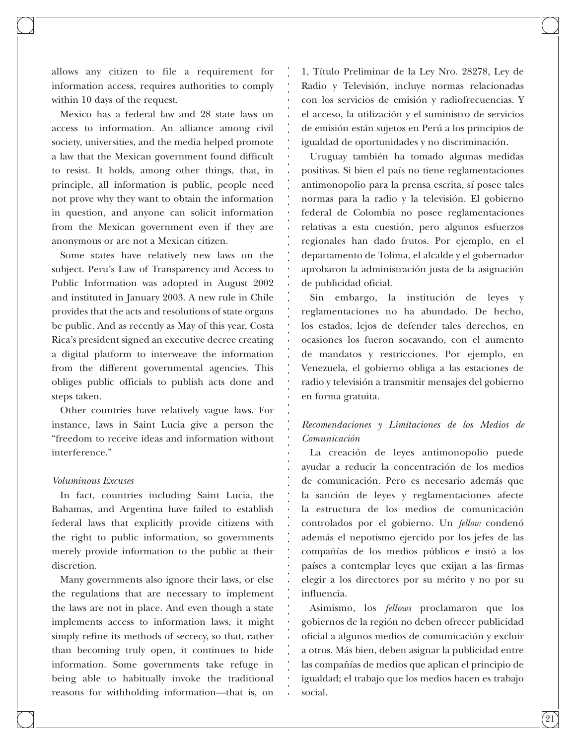allows any citizen to file a requirement for information access, requires authorities to comply within 10 days of the request.

Mexico has a federal law and 28 state laws on access to information. An alliance among civil society, universities, and the media helped promote a law that the Mexican government found difficult to resist. It holds, among other things, that, in principle, all information is public, people need not prove why they want to obtain the information in question, and anyone can solicit information from the Mexican government even if they are anonymous or are not a Mexican citizen.

Some states have relatively new laws on the subject. Peru's Law of Transparency and Access to Public Information was adopted in August 2002 and instituted in January 2003. A new rule in Chile provides that the acts and resolutions of state organs be public. And as recently as May of this year, Costa Rica's president signed an executive decree creating a digital platform to interweave the information from the different governmental agencies. This obliges public officials to publish acts done and steps taken.

Other countries have relatively vague laws. For instance, laws in Saint Lucia give a person the "freedom to receive ideas and information without interference."

*Voluminous Excuses*

In fact, countries including Saint Lucia, the Bahamas, and Argentina have failed to establish federal laws that explicitly provide citizens with the right to public information, so governments merely provide information to the public at their discretion.

Many governments also ignore their laws, or else the regulations that are necessary to implement the laws are not in place. And even though a state implements access to information laws, it might simply refine its methods of secrecy, so that, rather than becoming truly open, it continues to hide information. Some governments take refuge in being able to habitually invoke the traditional reasons for withholding information—that is, on

1, Título Preliminar de la Ley Nro. 28278, Ley de Radio y Televisión, incluye normas relacionadas con los servicios de emisión y radiofrecuencias. Y el acceso, la utilización y el suministro de servicios de emisión están sujetos en Perú a los principios de igualdad de oportunidades y no discriminación.

Uruguay también ha tomado algunas medidas positivas. Si bien el país no tiene reglamentaciones antimonopolio para la prensa escrita, sí posee tales normas para la radio y la televisión. El gobierno federal de Colombia no posee reglamentaciones relativas a esta cuestión, pero algunos esfuerzos regionales han dado frutos. Por ejemplo, en el departamento de Tolima, el alcalde y el gobernador aprobaron la administración justa de la asignación de publicidad oficial.

Sin embargo, la institución de leyes y reglamentaciones no ha abundado. De hecho, los estados, lejos de defender tales derechos, en ocasiones los fueron socavando, con el aumento de mandatos y restricciones. Por ejemplo, en Venezuela, el gobierno obliga a las estaciones de radio y televisión a transmitir mensajes del gobierno en forma gratuita.

*Recomendaciones y Limitaciones de los Medios de Comunicación*

La creación de leyes antimonopolio puede ayudar a reducir la concentración de los medios de comunicación. Pero es necesario además que la sanción de leyes y reglamentaciones afecte la estructura de los medios de comunicación controlados por el gobierno. Un *fellow* condenó además el nepotismo ejercido por los jefes de las compañías de los medios públicos e instó a los países a contemplar leyes que exijan a las firmas elegir a los directores por su mérito y no por su influencia.

Asimismo, los *fellows* proclamaron que los gobiernos de la región no deben ofrecer publicidad oficial a algunos medios de comunicación y excluir a otros. Más bien, deben asignar la publicidad entre las compañías de medios que aplican el principio de igualdad; el trabajo que los medios hacen es trabajo social.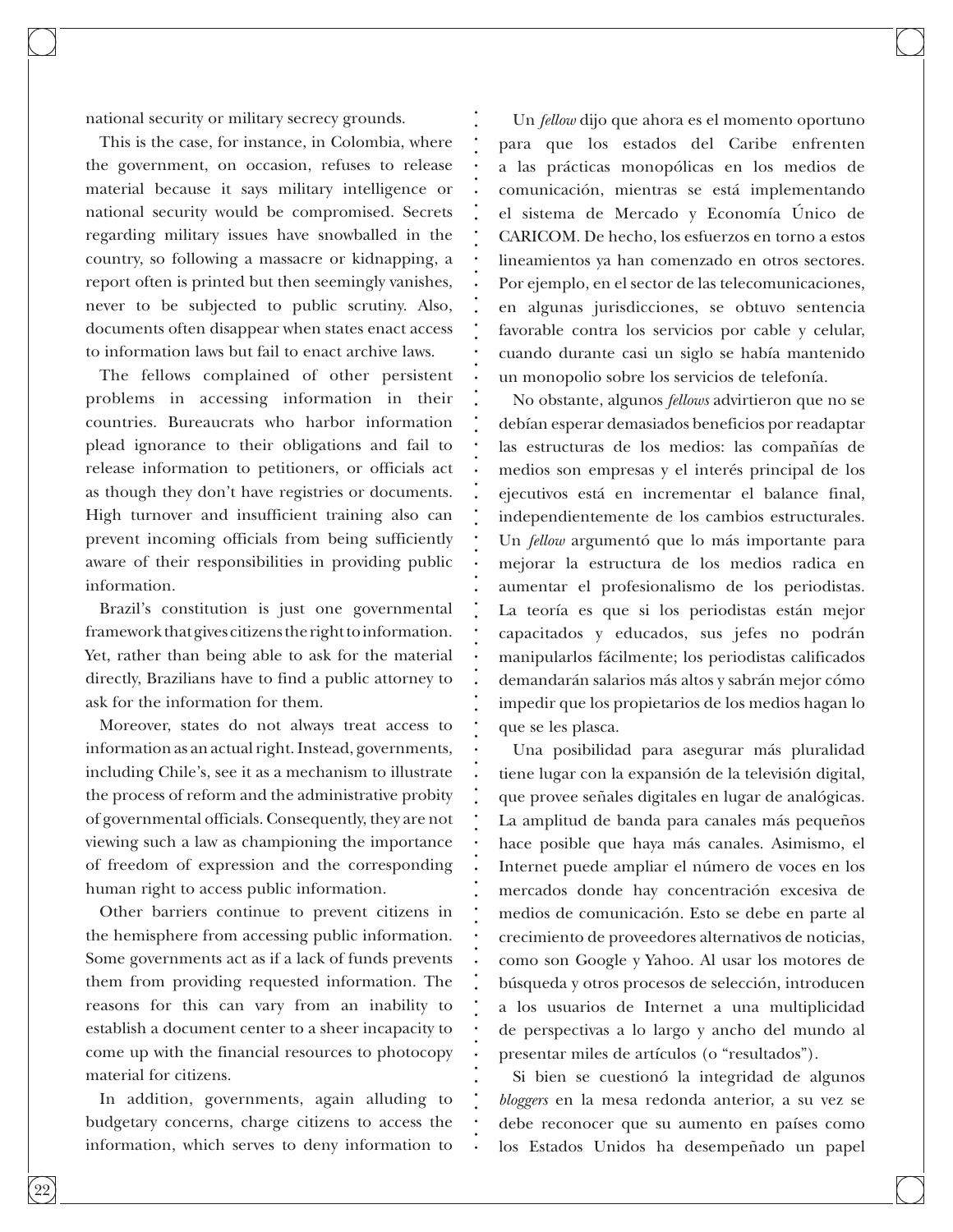national security or military secrecy grounds.

This is the case, for instance, in Colombia, where the government, on occasion, refuses to release material because it says military intelligence or national security would be compromised. Secrets regarding military issues have snowballed in the country, so following a massacre or kidnapping, a report often is printed but then seemingly vanishes, never to be subjected to public scrutiny. Also, documents often disappear when states enact access to information laws but fail to enact archive laws.

The fellows complained of other persistent problems in accessing information in their countries. Bureaucrats who harbor information plead ignorance to their obligations and fail to release information to petitioners, or officials act as though they don't have registries or documents. High turnover and insufficient training also can prevent incoming officials from being sufficiently aware of their responsibilities in providing public information.

Brazil's constitution is just one governmental framework that gives citizens the right to information. Yet, rather than being able to ask for the material directly, Brazilians have to find a public attorney to ask for the information for them.

Moreover, states do not always treat access to information as an actual right. Instead, governments, including Chile's, see it as a mechanism to illustrate the process of reform and the administrative probity of governmental officials. Consequently, they are not viewing such a law as championing the importance of freedom of expression and the corresponding human right to access public information.

Other barriers continue to prevent citizens in the hemisphere from accessing public information. Some governments act as if a lack of funds prevents them from providing requested information. The reasons for this can vary from an inability to establish a document center to a sheer incapacity to come up with the financial resources to photocopy material for citizens.

In addition, governments, again alluding to budgetary concerns, charge citizens to access the information, which serves to deny information to

Un *fellow* dijo que ahora es el momento oportuno para que los estados del Caribe enfrenten a las prácticas monopólicas en los medios de comunicación, mientras se está implementando el sistema de Mercado y Economía Único de CARICOM. De hecho, los esfuerzos en torno a estos lineamientos ya han comenzado en otros sectores. Por ejemplo, en el sector de las telecomunicaciones, en algunas jurisdicciones, se obtuvo sentencia favorable contra los servicios por cable y celular, cuando durante casi un siglo se había mantenido un monopolio sobre los servicios de telefonía.

No obstante, algunos *fellows* advirtieron que no se debían esperar demasiados beneficios por readaptar las estructuras de los medios: las compañías de medios son empresas y el interés principal de los ejecutivos está en incrementar el balance final, independientemente de los cambios estructurales. Un *fellow* argumentó que lo más importante para mejorar la estructura de los medios radica en aumentar el profesionalismo de los periodistas. La teoría es que si los periodistas están mejor capacitados y educados, sus jefes no podrán manipularlos fácilmente; los periodistas calificados demandarán salarios más altos y sabrán mejor cómo impedir que los propietarios de los medios hagan lo que se les plasca.

Una posibilidad para asegurar más pluralidad tiene lugar con la expansión de la televisión digital, que provee señales digitales en lugar de analógicas. La amplitud de banda para canales más pequeños hace posible que haya más canales. Asimismo, el Internet puede ampliar el número de voces en los mercados donde hay concentración excesiva de medios de comunicación. Esto se debe en parte al crecimiento de proveedores alternativos de noticias, como son Google y Yahoo. Al usar los motores de búsqueda y otros procesos de selección, introducen a los usuarios de Internet a una multiplicidad de perspectivas a lo largo y ancho del mundo al presentar miles de artículos (o "resultados").

Si bien se cuestionó la integridad de algunos *bloggers* en la mesa redonda anterior, a su vez se debe reconocer que su aumento en países como los Estados Unidos ha desempeñado un papel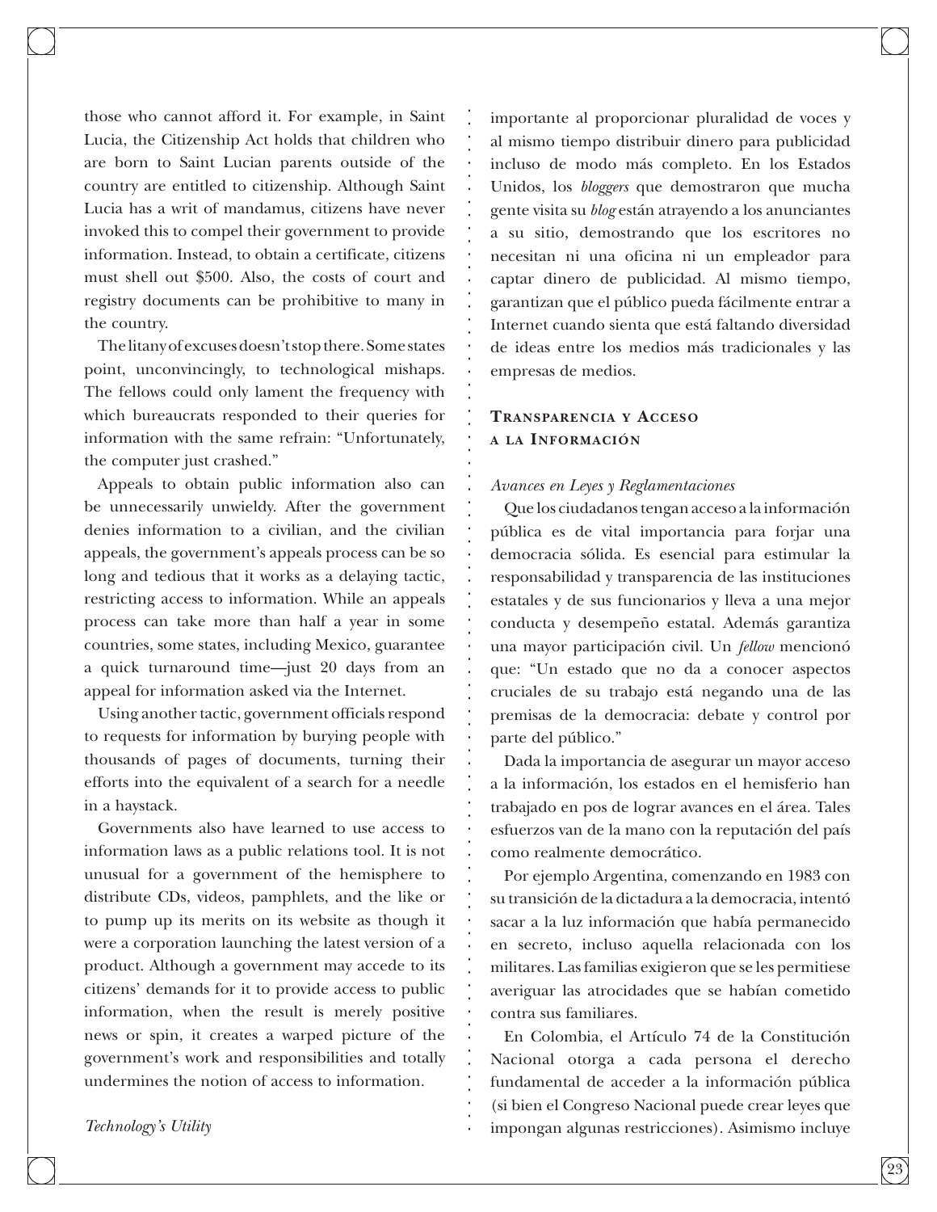those who cannot afford it. For example, in Saint Lucia, the Citizenship Act holds that children who are born to Saint Lucian parents outside of the country are entitled to citizenship. Although Saint Lucia has a writ of mandamus, citizens have never invoked this to compel their government to provide information. Instead, to obtain a certificate, citizens must shell out $500. Also, the costs of court and registry documents can be prohibitive to many in the country.

The litany of excuses doesn't stop there. Some states point, unconvincingly, to technological mishaps. The fellows could only lament the frequency with which bureaucrats responded to their queries for information with the same refrain: "Unfortunately, the computer just crashed."

Appeals to obtain public information also can be unnecessarily unwieldy. After the government denies information to a civilian, and the civilian appeals, the government's appeals process can be so long and tedious that it works as a delaying tactic, restricting access to information. While an appeals process can take more than half a year in some countries, some states, including Mexico, guarantee a quick turnaround time—just 20 days from an appeal for information asked via the Internet.

Using another tactic, government officials respond to requests for information by burying people with thousands of pages of documents, turning their efforts into the equivalent of a search for a needle in a haystack.

Governments also have learned to use access to information laws as a public relations tool. It is not unusual for a government of the hemisphere to distribute CDs, videos, pamphlets, and the like or to pump up its merits on its website as though it were a corporation launching the latest version of a product. Although a government may accede to its citizens' demands for it to provide access to public information, when the result is merely positive news or spin, it creates a warped picture of the government's work and responsibilities and totally undermines the notion of access to information.

*Technology's Utility*

importante al proporcionar pluralidad de voces y al mismo tiempo distribuir dinero para publicidad incluso de modo más completo. En los Estados Unidos, los *bloggers* que demostraron que mucha gente visita su *blog* están atrayendo a los anunciantes a su sitio, demostrando que los escritores no necesitan ni una oficina ni un empleador para captar dinero de publicidad. Al mismo tiempo, garantizan que el público pueda fácilmente entrar a Internet cuando sienta que está faltando diversidad de ideas entre los medios más tradicionales y las empresas de medios.

## Transparencia y Acceso a la Información

*Avances en Leyes y Reglamentaciones*

Que los ciudadanos tengan acceso a la información pública es de vital importancia para forjar una democracia sólida. Es esencial para estimular la responsabilidad y transparencia de las instituciones estatales y de sus funcionarios y lleva a una mejor conducta y desempeño estatal. Además garantiza una mayor participación civil. Un *fellow* mencionó que: "Un estado que no da a conocer aspectos cruciales de su trabajo está negando una de las premisas de la democracia: debate y control por parte del público."

Dada la importancia de asegurar un mayor acceso a la información, los estados en el hemisferio han trabajado en pos de lograr avances en el área. Tales esfuerzos van de la mano con la reputación del país como realmente democrático.

Por ejemplo Argentina, comenzando en 1983 con su transición de la dictadura a la democracia, intentó sacar a la luz información que había permanecido en secreto, incluso aquella relacionada con los militares. Las familias exigieron que se les permitiese averiguar las atrocidades que se habían cometido contra sus familiares.

En Colombia, el Artículo 74 de la Constitución Nacional otorga a cada persona el derecho fundamental de acceder a la información pública (si bien el Congreso Nacional puede crear leyes que impongan algunas restricciones). Asimismo incluye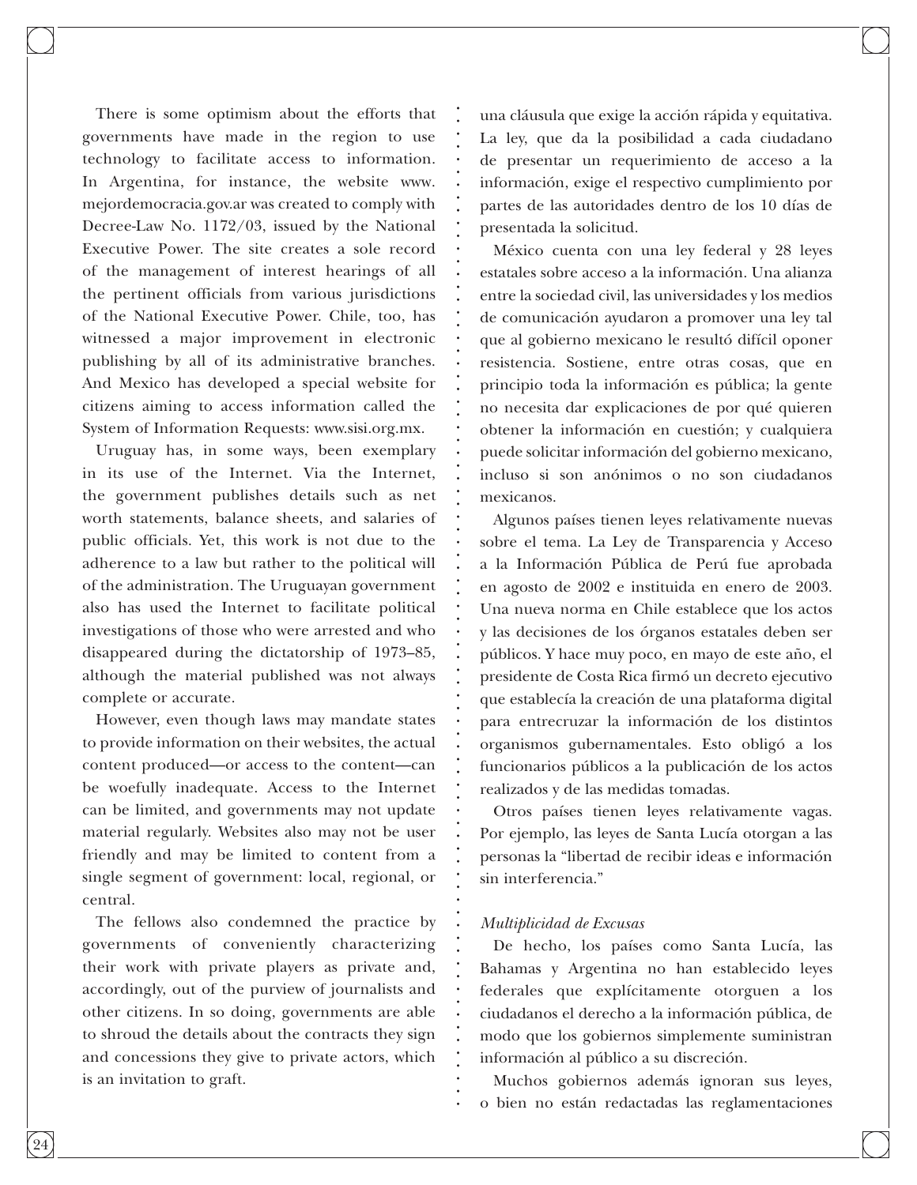There is some optimism about the efforts that governments have made in the region to use technology to facilitate access to information. In Argentina, for instance, the website www.mejordemocracia.gov.ar was created to comply with Decree-Law No. 1172/03, issued by the National Executive Power. The site creates a sole record of the management of interest hearings of all the pertinent officials from various jurisdictions of the National Executive Power. Chile, too, has witnessed a major improvement in electronic publishing by all of its administrative branches. And Mexico has developed a special website for citizens aiming to access information called the System of Information Requests: www.sisi.org.mx.

Uruguay has, in some ways, been exemplary in its use of the Internet. Via the Internet, the government publishes details such as net worth statements, balance sheets, and salaries of public officials. Yet, this work is not due to the adherence to a law but rather to the political will of the administration. The Uruguayan government also has used the Internet to facilitate political investigations of those who were arrested and who disappeared during the dictatorship of 1973–85, although the material published was not always complete or accurate.

However, even though laws may mandate states to provide information on their websites, the actual content produced—or access to the content—can be woefully inadequate. Access to the Internet can be limited, and governments may not update material regularly. Websites also may not be user friendly and may be limited to content from a single segment of government: local, regional, or central.

The fellows also condemned the practice by governments of conveniently characterizing their work with private players as private and, accordingly, out of the purview of journalists and other citizens. In so doing, governments are able to shroud the details about the contracts they sign and concessions they give to private actors, which is an invitation to graft.

una cláusula que exige la acción rápida y equitativa. La ley, que da la posibilidad a cada ciudadano de presentar un requerimiento de acceso a la información, exige el respectivo cumplimiento por partes de las autoridades dentro de los 10 días de presentada la solicitud.

México cuenta con una ley federal y 28 leyes estatales sobre acceso a la información. Una alianza entre la sociedad civil, las universidades y los medios de comunicación ayudaron a promover una ley tal que al gobierno mexicano le resultó difícil oponer resistencia. Sostiene, entre otras cosas, que en principio toda la información es pública; la gente no necesita dar explicaciones de por qué quieren obtener la información en cuestión; y cualquiera puede solicitar información del gobierno mexicano, incluso si son anónimos o no son ciudadanos mexicanos.

Algunos países tienen leyes relativamente nuevas sobre el tema. La Ley de Transparencia y Acceso a la Información Pública de Perú fue aprobada en agosto de 2002 e instituida en enero de 2003. Una nueva norma en Chile establece que los actos y las decisiones de los órganos estatales deben ser públicos. Y hace muy poco, en mayo de este año, el presidente de Costa Rica firmó un decreto ejecutivo que establecía la creación de una plataforma digital para entrecruzar la información de los distintos organismos gubernamentales. Esto obligó a los funcionarios públicos a la publicación de los actos realizados y de las medidas tomadas.

Otros países tienen leyes relativamente vagas. Por ejemplo, las leyes de Santa Lucía otorgan a las personas la "libertad de recibir ideas e información sin interferencia."

*Multiplicidad de Excusas*

De hecho, los países como Santa Lucía, las Bahamas y Argentina no han establecido leyes federales que explícitamente otorguen a los ciudadanos el derecho a la información pública, de modo que los gobiernos simplemente suministran información al público a su discreción.

Muchos gobiernos además ignoran sus leyes, o bien no están redactadas las reglamentaciones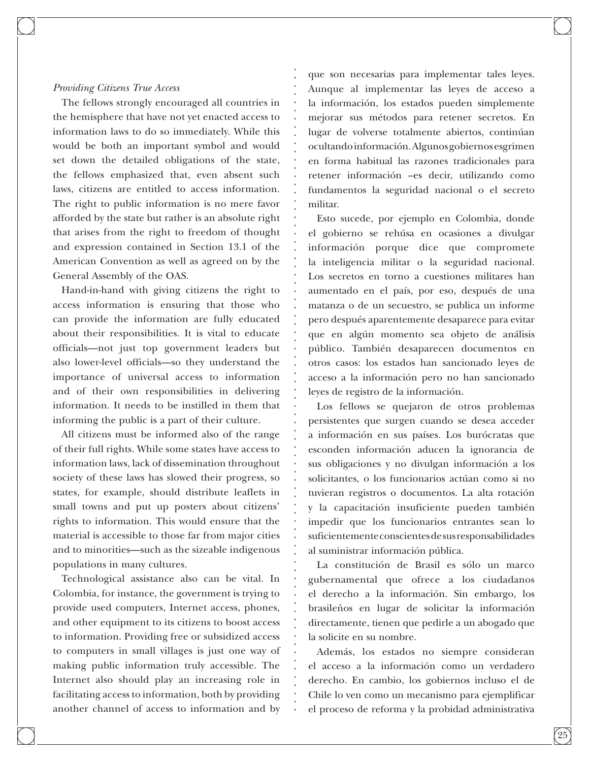*Providing Citizens True Access*

The fellows strongly encouraged all countries in the hemisphere that have not yet enacted access to information laws to do so immediately. While this would be both an important symbol and would set down the detailed obligations of the state, the fellows emphasized that, even absent such laws, citizens are entitled to access information. The right to public information is no mere favor afforded by the state but rather is an absolute right that arises from the right to freedom of thought and expression contained in Section 13.1 of the American Convention as well as agreed on by the General Assembly of the OAS.

Hand-in-hand with giving citizens the right to access information is ensuring that those who can provide the information are fully educated about their responsibilities. It is vital to educate officials—not just top government leaders but also lower-level officials—so they understand the importance of universal access to information and of their own responsibilities in delivering information. It needs to be instilled in them that informing the public is a part of their culture.

All citizens must be informed also of the range of their full rights. While some states have access to information laws, lack of dissemination throughout society of these laws has slowed their progress, so states, for example, should distribute leaflets in small towns and put up posters about citizens' rights to information. This would ensure that the material is accessible to those far from major cities and to minorities—such as the sizeable indigenous populations in many cultures.

Technological assistance also can be vital. In Colombia, for instance, the government is trying to provide used computers, Internet access, phones, and other equipment to its citizens to boost access to information. Providing free or subsidized access to computers in small villages is just one way of making public information truly accessible. The Internet also should play an increasing role in facilitating access to information, both by providing another channel of access to information and by

que son necesarias para implementar tales leyes. Aunque al implementar las leyes de acceso a la información, los estados pueden simplemente mejorar sus métodos para retener secretos. En lugar de volverse totalmente abiertos, continúan ocultando información. Algunos gobiernos esgrimen en forma habitual las razones tradicionales para retener información –es decir, utilizando como fundamentos la seguridad nacional o el secreto militar.

Esto sucede, por ejemplo en Colombia, donde el gobierno se rehúsa en ocasiones a divulgar información porque dice que compromete la inteligencia militar o la seguridad nacional. Los secretos en torno a cuestiones militares han aumentado en el país, por eso, después de una matanza o de un secuestro, se publica un informe pero después aparentemente desaparece para evitar que en algún momento sea objeto de análisis público. También desaparecen documentos en otros casos: los estados han sancionado leyes de acceso a la información pero no han sancionado leyes de registro de la información.

Los fellows se quejaron de otros problemas persistentes que surgen cuando se desea acceder a información en sus países. Los burócratas que esconden información aducen la ignorancia de sus obligaciones y no divulgan información a los solicitantes, o los funcionarios actúan como si no tuvieran registros o documentos. La alta rotación y la capacitación insuficiente pueden también impedir que los funcionarios entrantes sean lo suficientemente conscientes de sus responsabilidades al suministrar información pública.

La constitución de Brasil es sólo un marco gubernamental que ofrece a los ciudadanos el derecho a la información. Sin embargo, los brasileños en lugar de solicitar la información directamente, tienen que pedirle a un abogado que la solicite en su nombre.

Además, los estados no siempre consideran el acceso a la información como un verdadero derecho. En cambio, los gobiernos incluso el de Chile lo ven como un mecanismo para ejemplificar el proceso de reforma y la probidad administrativa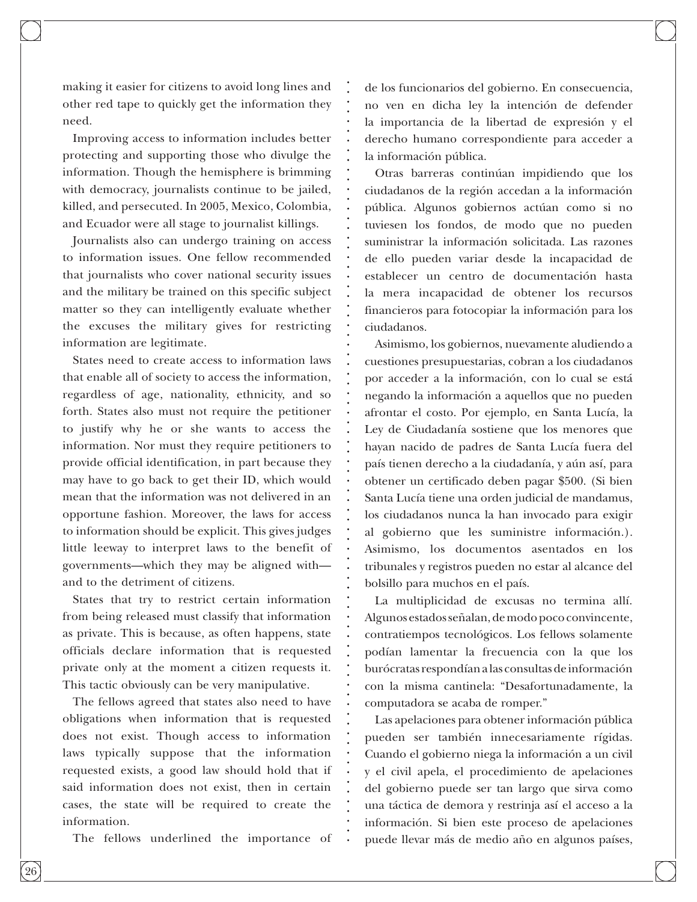making it easier for citizens to avoid long lines and other red tape to quickly get the information they need.

Improving access to information includes better protecting and supporting those who divulge the information. Though the hemisphere is brimming with democracy, journalists continue to be jailed, killed, and persecuted. In 2005, Mexico, Colombia, and Ecuador were all stage to journalist killings.

Journalists also can undergo training on access to information issues. One fellow recommended that journalists who cover national security issues and the military be trained on this specific subject matter so they can intelligently evaluate whether the excuses the military gives for restricting information are legitimate.

States need to create access to information laws that enable all of society to access the information, regardless of age, nationality, ethnicity, and so forth. States also must not require the petitioner to justify why he or she wants to access the information. Nor must they require petitioners to provide official identification, in part because they may have to go back to get their ID, which would mean that the information was not delivered in an opportune fashion. Moreover, the laws for access to information should be explicit. This gives judges little leeway to interpret laws to the benefit of governments—which they may be aligned with—and to the detriment of citizens.

States that try to restrict certain information from being released must classify that information as private. This is because, as often happens, state officials declare information that is requested private only at the moment a citizen requests it. This tactic obviously can be very manipulative.

The fellows agreed that states also need to have obligations when information that is requested does not exist. Though access to information laws typically suppose that the information requested exists, a good law should hold that if said information does not exist, then in certain cases, the state will be required to create the information.

The fellows underlined the importance of

de los funcionarios del gobierno. En consecuencia, no ven en dicha ley la intención de defender la importancia de la libertad de expresión y el derecho humano correspondiente para acceder a la información pública.

Otras barreras continúan impidiendo que los ciudadanos de la región accedan a la información pública. Algunos gobiernos actúan como si no tuviesen los fondos, de modo que no pueden suministrar la información solicitada. Las razones de ello pueden variar desde la incapacidad de establecer un centro de documentación hasta la mera incapacidad de obtener los recursos financieros para fotocopiar la información para los ciudadanos.

Asimismo, los gobiernos, nuevamente aludiendo a cuestiones presupuestarias, cobran a los ciudadanos por acceder a la información, con lo cual se está negando la información a aquellos que no pueden afrontar el costo. Por ejemplo, en Santa Lucía, la Ley de Ciudadanía sostiene que los menores que hayan nacido de padres de Santa Lucía fuera del país tienen derecho a la ciudadanía, y aún así, para obtener un certificado deben pagar $500. (Si bien Santa Lucía tiene una orden judicial de mandamus, los ciudadanos nunca la han invocado para exigir al gobierno que les suministre información.). Asimismo, los documentos asentados en los tribunales y registros pueden no estar al alcance del bolsillo para muchos en el país.

La multiplicidad de excusas no termina allí. Algunos estados señalan, de modo poco convincente, contratiempos tecnológicos. Los fellows solamente podían lamentar la frecuencia con la que los burócratas respondían a las consultas de información con la misma cantinela: "Desafortunadamente, la computadora se acaba de romper."

Las apelaciones para obtener información pública pueden ser también innecesariamente rígidas. Cuando el gobierno niega la información a un civil y el civil apela, el procedimiento de apelaciones del gobierno puede ser tan largo que sirva como una táctica de demora y restrinja así el acceso a la información. Si bien este proceso de apelaciones puede llevar más de medio año en algunos países,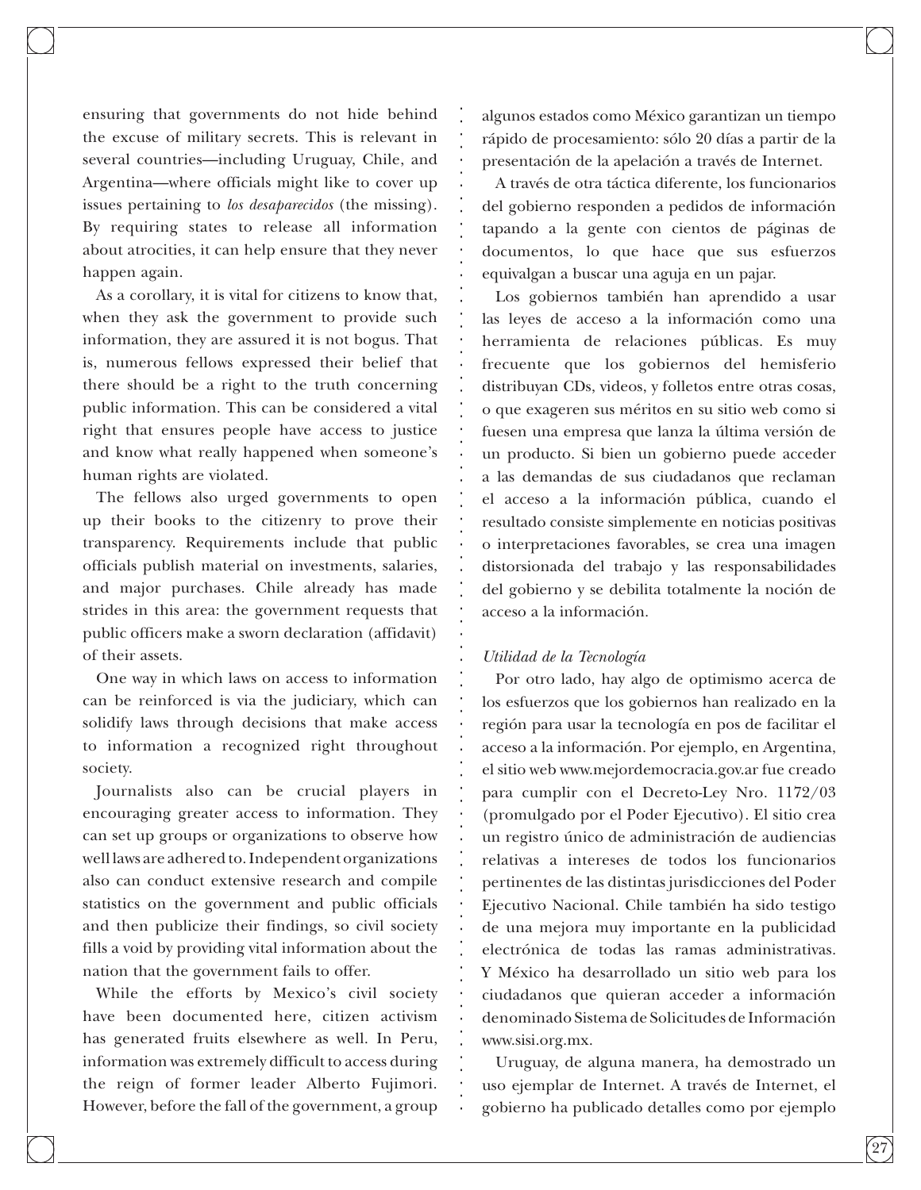ensuring that governments do not hide behind the excuse of military secrets. This is relevant in several countries—including Uruguay, Chile, and Argentina—where officials might like to cover up issues pertaining to *los desaparecidos* (the missing). By requiring states to release all information about atrocities, it can help ensure that they never happen again.

As a corollary, it is vital for citizens to know that, when they ask the government to provide such information, they are assured it is not bogus. That is, numerous fellows expressed their belief that there should be a right to the truth concerning public information. This can be considered a vital right that ensures people have access to justice and know what really happened when someone's human rights are violated.

The fellows also urged governments to open up their books to the citizenry to prove their transparency. Requirements include that public officials publish material on investments, salaries, and major purchases. Chile already has made strides in this area: the government requests that public officers make a sworn declaration (affidavit) of their assets.

One way in which laws on access to information can be reinforced is via the judiciary, which can solidify laws through decisions that make access to information a recognized right throughout society.

Journalists also can be crucial players in encouraging greater access to information. They can set up groups or organizations to observe how well laws are adhered to. Independent organizations also can conduct extensive research and compile statistics on the government and public officials and then publicize their findings, so civil society fills a void by providing vital information about the nation that the government fails to offer.

While the efforts by Mexico's civil society have been documented here, citizen activism has generated fruits elsewhere as well. In Peru, information was extremely difficult to access during the reign of former leader Alberto Fujimori. However, before the fall of the government, a group

algunos estados como México garantizan un tiempo rápido de procesamiento: sólo 20 días a partir de la presentación de la apelación a través de Internet.

A través de otra táctica diferente, los funcionarios del gobierno responden a pedidos de información tapando a la gente con cientos de páginas de documentos, lo que hace que sus esfuerzos equivalgan a buscar una aguja en un pajar.

Los gobiernos también han aprendido a usar las leyes de acceso a la información como una herramienta de relaciones públicas. Es muy frecuente que los gobiernos del hemisferio distribuyan CDs, videos, y folletos entre otras cosas, o que exageren sus méritos en su sitio web como si fuesen una empresa que lanza la última versión de un producto. Si bien un gobierno puede acceder a las demandas de sus ciudadanos que reclaman el acceso a la información pública, cuando el resultado consiste simplemente en noticias positivas o interpretaciones favorables, se crea una imagen distorsionada del trabajo y las responsabilidades del gobierno y se debilita totalmente la noción de acceso a la información.

*Utilidad de la Tecnología*

Por otro lado, hay algo de optimismo acerca de los esfuerzos que los gobiernos han realizado en la región para usar la tecnología en pos de facilitar el acceso a la información. Por ejemplo, en Argentina, el sitio web www.mejordemocracia.gov.ar fue creado para cumplir con el Decreto-Ley Nro. 1172/03 (promulgado por el Poder Ejecutivo). El sitio crea un registro único de administración de audiencias relativas a intereses de todos los funcionarios pertinentes de las distintas jurisdicciones del Poder Ejecutivo Nacional. Chile también ha sido testigo de una mejora muy importante en la publicidad electrónica de todas las ramas administrativas. Y México ha desarrollado un sitio web para los ciudadanos que quieran acceder a información denominado Sistema de Solicitudes de Información www.sisi.org.mx.

Uruguay, de alguna manera, ha demostrado un uso ejemplar de Internet. A través de Internet, el gobierno ha publicado detalles como por ejemplo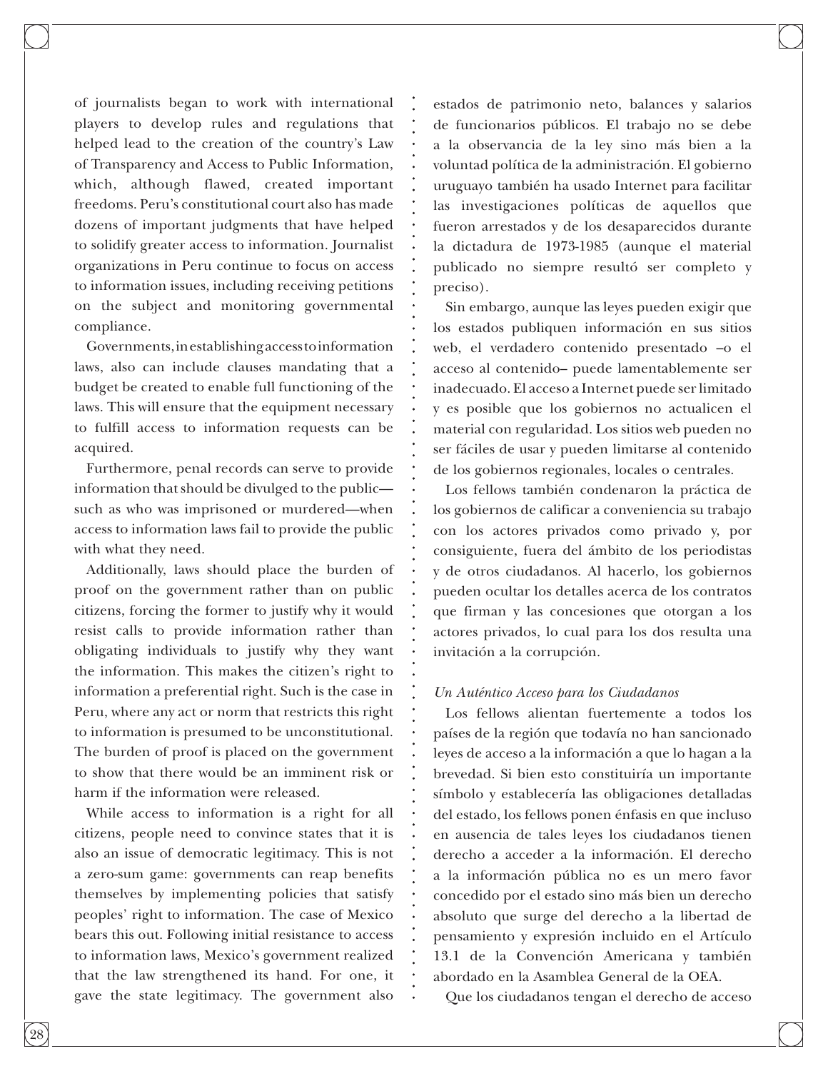of journalists began to work with international players to develop rules and regulations that helped lead to the creation of the country's Law of Transparency and Access to Public Information, which, although flawed, created important freedoms. Peru's constitutional court also has made dozens of important judgments that have helped to solidify greater access to information. Journalist organizations in Peru continue to focus on access to information issues, including receiving petitions on the subject and monitoring governmental compliance.

Governments, in establishing access to information laws, also can include clauses mandating that a budget be created to enable full functioning of the laws. This will ensure that the equipment necessary to fulfill access to information requests can be acquired.

Furthermore, penal records can serve to provide information that should be divulged to the public—such as who was imprisoned or murdered—when access to information laws fail to provide the public with what they need.

Additionally, laws should place the burden of proof on the government rather than on public citizens, forcing the former to justify why it would resist calls to provide information rather than obligating individuals to justify why they want the information. This makes the citizen's right to information a preferential right. Such is the case in Peru, where any act or norm that restricts this right to information is presumed to be unconstitutional. The burden of proof is placed on the government to show that there would be an imminent risk or harm if the information were released.

While access to information is a right for all citizens, people need to convince states that it is also an issue of democratic legitimacy. This is not a zero-sum game: governments can reap benefits themselves by implementing policies that satisfy peoples' right to information. The case of Mexico bears this out. Following initial resistance to access to information laws, Mexico's government realized that the law strengthened its hand. For one, it gave the state legitimacy. The government also

estados de patrimonio neto, balances y salarios de funcionarios públicos. El trabajo no se debe a la observancia de la ley sino más bien a la voluntad política de la administración. El gobierno uruguayo también ha usado Internet para facilitar las investigaciones políticas de aquellos que fueron arrestados y de los desaparecidos durante la dictadura de 1973-1985 (aunque el material publicado no siempre resultó ser completo y preciso).

Sin embargo, aunque las leyes pueden exigir que los estados publiquen información en sus sitios web, el verdadero contenido presentado –o el acceso al contenido– puede lamentablemente ser inadecuado. El acceso a Internet puede ser limitado y es posible que los gobiernos no actualicen el material con regularidad. Los sitios web pueden no ser fáciles de usar y pueden limitarse al contenido de los gobiernos regionales, locales o centrales.

Los fellows también condenaron la práctica de los gobiernos de calificar a conveniencia su trabajo con los actores privados como privado y, por consiguiente, fuera del ámbito de los periodistas y de otros ciudadanos. Al hacerlo, los gobiernos pueden ocultar los detalles acerca de los contratos que firman y las concesiones que otorgan a los actores privados, lo cual para los dos resulta una invitación a la corrupción.

*Un Auténtico Acceso para los Ciudadanos*

Los fellows alientan fuertemente a todos los países de la región que todavía no han sancionado leyes de acceso a la información a que lo hagan a la brevedad. Si bien esto constituiría un importante símbolo y establecería las obligaciones detalladas del estado, los fellows ponen énfasis en que incluso en ausencia de tales leyes los ciudadanos tienen derecho a acceder a la información. El derecho a la información pública no es un mero favor concedido por el estado sino más bien un derecho absoluto que surge del derecho a la libertad de pensamiento y expresión incluido en el Artículo 13.1 de la Convención Americana y también abordado en la Asamblea General de la OEA.

Que los ciudadanos tengan el derecho de acceso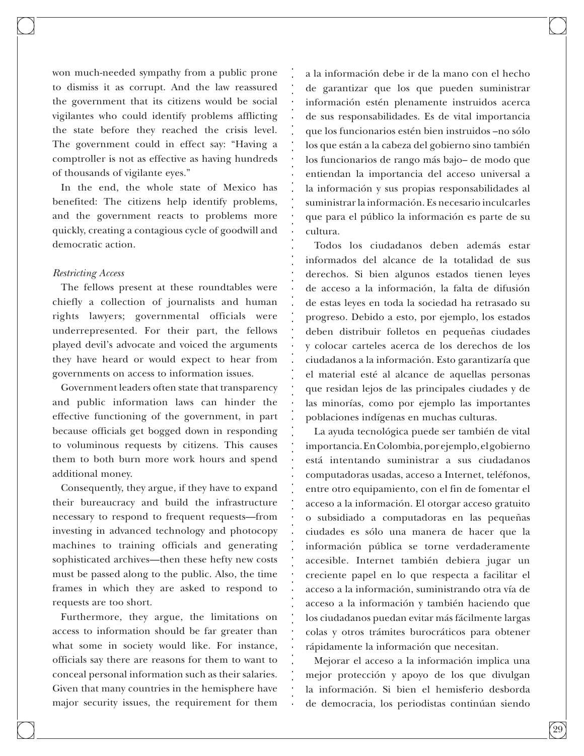won much-needed sympathy from a public prone to dismiss it as corrupt. And the law reassured the government that its citizens would be social vigilantes who could identify problems afflicting the state before they reached the crisis level. The government could in effect say: "Having a comptroller is not as effective as having hundreds of thousands of vigilante eyes."

In the end, the whole state of Mexico has benefited: The citizens help identify problems, and the government reacts to problems more quickly, creating a contagious cycle of goodwill and democratic action.

*Restricting Access*

The fellows present at these roundtables were chiefly a collection of journalists and human rights lawyers; governmental officials were underrepresented. For their part, the fellows played devil's advocate and voiced the arguments they have heard or would expect to hear from governments on access to information issues.

Government leaders often state that transparency and public information laws can hinder the effective functioning of the government, in part because officials get bogged down in responding to voluminous requests by citizens. This causes them to both burn more work hours and spend additional money.

Consequently, they argue, if they have to expand their bureaucracy and build the infrastructure necessary to respond to frequent requests—from investing in advanced technology and photocopy machines to training officials and generating sophisticated archives—then these hefty new costs must be passed along to the public. Also, the time frames in which they are asked to respond to requests are too short.

Furthermore, they argue, the limitations on access to information should be far greater than what some in society would like. For instance, officials say there are reasons for them to want to conceal personal information such as their salaries. Given that many countries in the hemisphere have major security issues, the requirement for them

a la información debe ir de la mano con el hecho de garantizar que los que pueden suministrar información estén plenamente instruidos acerca de sus responsabilidades. Es de vital importancia que los funcionarios estén bien instruidos –no sólo los que están a la cabeza del gobierno sino también los funcionarios de rango más bajo– de modo que entiendan la importancia del acceso universal a la información y sus propias responsabilidades al suministrar la información. Es necesario inculcarles que para el público la información es parte de su cultura.

Todos los ciudadanos deben además estar informados del alcance de la totalidad de sus derechos. Si bien algunos estados tienen leyes de acceso a la información, la falta de difusión de estas leyes en toda la sociedad ha retrasado su progreso. Debido a esto, por ejemplo, los estados deben distribuir folletos en pequeñas ciudades y colocar carteles acerca de los derechos de los ciudadanos a la información. Esto garantizaría que el material esté al alcance de aquellas personas que residan lejos de las principales ciudades y de las minorías, como por ejemplo las importantes poblaciones indígenas en muchas culturas.

La ayuda tecnológica puede ser también de vital importancia. En Colombia, por ejemplo, el gobierno está intentando suministrar a sus ciudadanos computadoras usadas, acceso a Internet, teléfonos, entre otro equipamiento, con el fin de fomentar el acceso a la información. El otorgar acceso gratuito o subsidiado a computadoras en las pequeñas ciudades es sólo una manera de hacer que la información pública se torne verdaderamente accesible. Internet también debiera jugar un creciente papel en lo que respecta a facilitar el acceso a la información, suministrando otra vía de acceso a la información y también haciendo que los ciudadanos puedan evitar más fácilmente largas colas y otros trámites burocráticos para obtener rápidamente la información que necesitan.

Mejorar el acceso a la información implica una mejor protección y apoyo de los que divulgan la información. Si bien el hemisferio desborda de democracia, los periodistas continúan siendo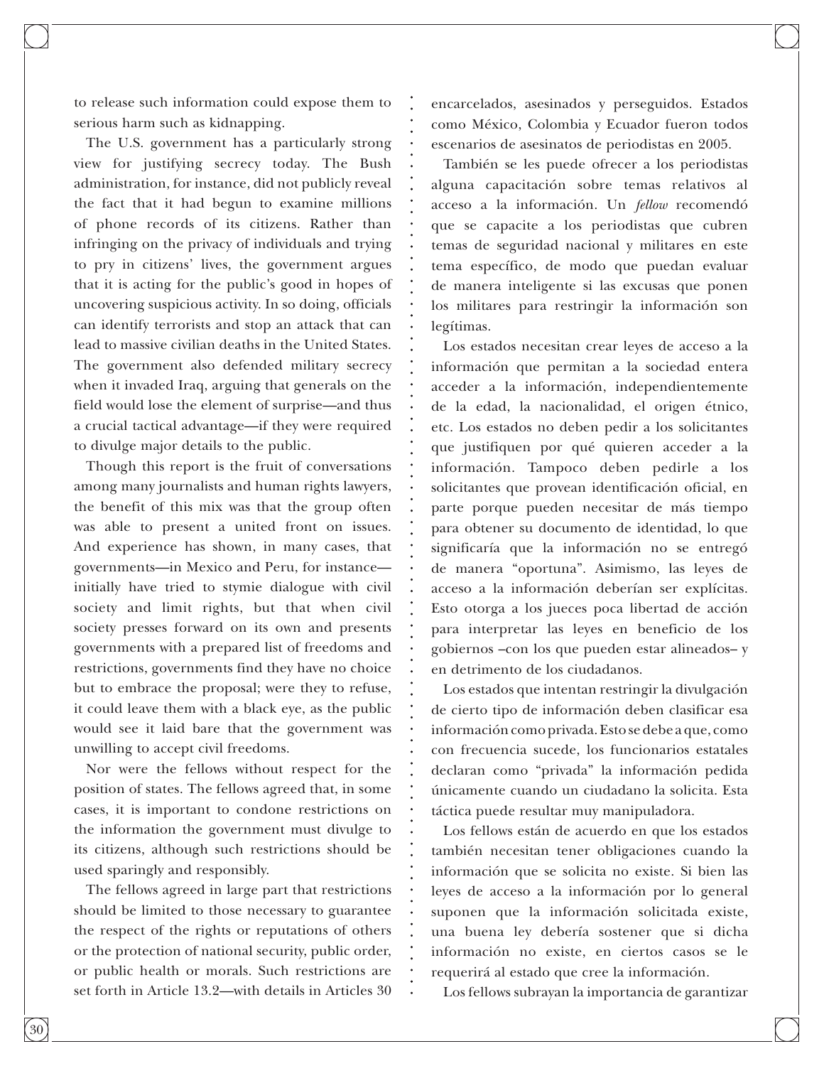to release such information could expose them to serious harm such as kidnapping.

The U.S. government has a particularly strong view for justifying secrecy today. The Bush administration, for instance, did not publicly reveal the fact that it had begun to examine millions of phone records of its citizens. Rather than infringing on the privacy of individuals and trying to pry in citizens' lives, the government argues that it is acting for the public's good in hopes of uncovering suspicious activity. In so doing, officials can identify terrorists and stop an attack that can lead to massive civilian deaths in the United States. The government also defended military secrecy when it invaded Iraq, arguing that generals on the field would lose the element of surprise—and thus a crucial tactical advantage—if they were required to divulge major details to the public.

Though this report is the fruit of conversations among many journalists and human rights lawyers, the benefit of this mix was that the group often was able to present a united front on issues. And experience has shown, in many cases, that governments—in Mexico and Peru, for instance—initially have tried to stymie dialogue with civil society and limit rights, but that when civil society presses forward on its own and presents governments with a prepared list of freedoms and restrictions, governments find they have no choice but to embrace the proposal; were they to refuse, it could leave them with a black eye, as the public would see it laid bare that the government was unwilling to accept civil freedoms.

Nor were the fellows without respect for the position of states. The fellows agreed that, in some cases, it is important to condone restrictions on the information the government must divulge to its citizens, although such restrictions should be used sparingly and responsibly.

The fellows agreed in large part that restrictions should be limited to those necessary to guarantee the respect of the rights or reputations of others or the protection of national security, public order, or public health or morals. Such restrictions are set forth in Article 13.2—with details in Articles 30

encarcelados, asesinados y perseguidos. Estados como México, Colombia y Ecuador fueron todos escenarios de asesinatos de periodistas en 2005.

También se les puede ofrecer a los periodistas alguna capacitación sobre temas relativos al acceso a la información. Un *fellow* recomendó que se capacite a los periodistas que cubren temas de seguridad nacional y militares en este tema específico, de modo que puedan evaluar de manera inteligente si las excusas que ponen los militares para restringir la información son legítimas.

Los estados necesitan crear leyes de acceso a la información que permitan a la sociedad entera acceder a la información, independientemente de la edad, la nacionalidad, el origen étnico, etc. Los estados no deben pedir a los solicitantes que justifiquen por qué quieren acceder a la información. Tampoco deben pedirle a los solicitantes que provean identificación oficial, en parte porque pueden necesitar de más tiempo para obtener su documento de identidad, lo que significaría que la información no se entregó de manera "oportuna". Asimismo, las leyes de acceso a la información deberían ser explícitas. Esto otorga a los jueces poca libertad de acción para interpretar las leyes en beneficio de los gobiernos –con los que pueden estar alineados– y en detrimento de los ciudadanos.

Los estados que intentan restringir la divulgación de cierto tipo de información deben clasificar esa información como privada. Esto se debe a que, como con frecuencia sucede, los funcionarios estatales declaran como "privada" la información pedida únicamente cuando un ciudadano la solicita. Esta táctica puede resultar muy manipuladora.

Los fellows están de acuerdo en que los estados también necesitan tener obligaciones cuando la información que se solicita no existe. Si bien las leyes de acceso a la información por lo general suponen que la información solicitada existe, una buena ley debería sostener que si dicha información no existe, en ciertos casos se le requerirá al estado que cree la información.

Los fellows subrayan la importancia de garantizar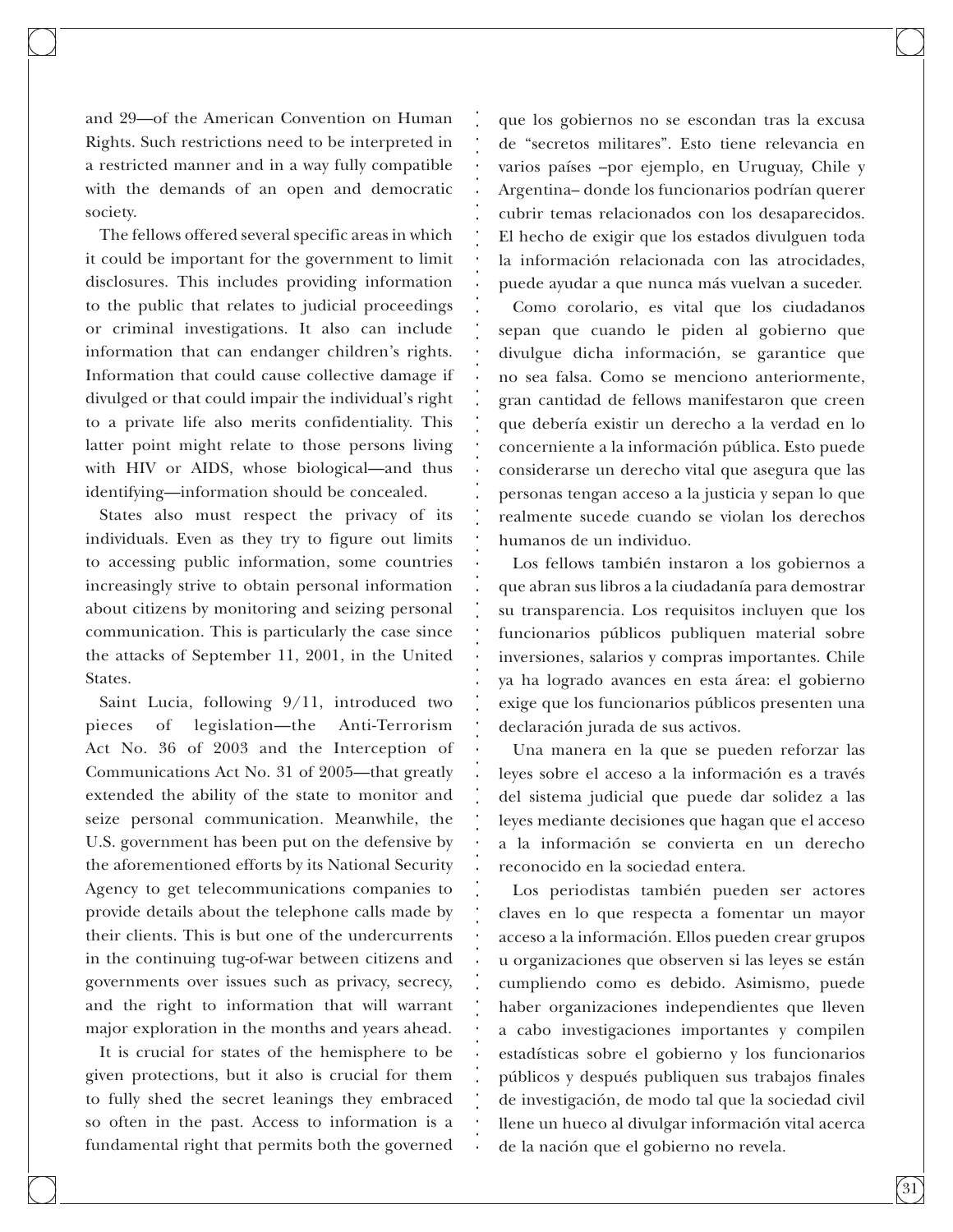and 29—of the American Convention on Human Rights. Such restrictions need to be interpreted in a restricted manner and in a way fully compatible with the demands of an open and democratic society.

The fellows offered several specific areas in which it could be important for the government to limit disclosures. This includes providing information to the public that relates to judicial proceedings or criminal investigations. It also can include information that can endanger children's rights. Information that could cause collective damage if divulged or that could impair the individual's right to a private life also merits confidentiality. This latter point might relate to those persons living with HIV or AIDS, whose biological—and thus identifying—information should be concealed.

States also must respect the privacy of its individuals. Even as they try to figure out limits to accessing public information, some countries increasingly strive to obtain personal information about citizens by monitoring and seizing personal communication. This is particularly the case since the attacks of September 11, 2001, in the United States.

Saint Lucia, following 9/11, introduced two pieces of legislation—the Anti-Terrorism Act No. 36 of 2003 and the Interception of Communications Act No. 31 of 2005—that greatly extended the ability of the state to monitor and seize personal communication. Meanwhile, the U.S. government has been put on the defensive by the aforementioned efforts by its National Security Agency to get telecommunications companies to provide details about the telephone calls made by their clients. This is but one of the undercurrents in the continuing tug-of-war between citizens and governments over issues such as privacy, secrecy, and the right to information that will warrant major exploration in the months and years ahead.

It is crucial for states of the hemisphere to be given protections, but it also is crucial for them to fully shed the secret leanings they embraced so often in the past. Access to information is a fundamental right that permits both the governed

que los gobiernos no se escondan tras la excusa de "secretos militares". Esto tiene relevancia en varios países –por ejemplo, en Uruguay, Chile y Argentina– donde los funcionarios podrían querer cubrir temas relacionados con los desaparecidos. El hecho de exigir que los estados divulguen toda la información relacionada con las atrocidades, puede ayudar a que nunca más vuelvan a suceder.

Como corolario, es vital que los ciudadanos sepan que cuando le piden al gobierno que divulgue dicha información, se garantice que no sea falsa. Como se menciono anteriormente, gran cantidad de fellows manifestaron que creen que debería existir un derecho a la verdad en lo concerniente a la información pública. Esto puede considerarse un derecho vital que asegura que las personas tengan acceso a la justicia y sepan lo que realmente sucede cuando se violan los derechos humanos de un individuo.

Los fellows también instaron a los gobiernos a que abran sus libros a la ciudadanía para demostrar su transparencia. Los requisitos incluyen que los funcionarios públicos publiquen material sobre inversiones, salarios y compras importantes. Chile ya ha logrado avances en esta área: el gobierno exige que los funcionarios públicos presenten una declaración jurada de sus activos.

Una manera en la que se pueden reforzar las leyes sobre el acceso a la información es a través del sistema judicial que puede dar solidez a las leyes mediante decisiones que hagan que el acceso a la información se convierta en un derecho reconocido en la sociedad entera.

Los periodistas también pueden ser actores claves en lo que respecta a fomentar un mayor acceso a la información. Ellos pueden crear grupos u organizaciones que observen si las leyes se están cumpliendo como es debido. Asimismo, puede haber organizaciones independientes que lleven a cabo investigaciones importantes y compilen estadísticas sobre el gobierno y los funcionarios públicos y después publiquen sus trabajos finales de investigación, de modo tal que la sociedad civil llene un hueco al divulgar información vital acerca de la nación que el gobierno no revela.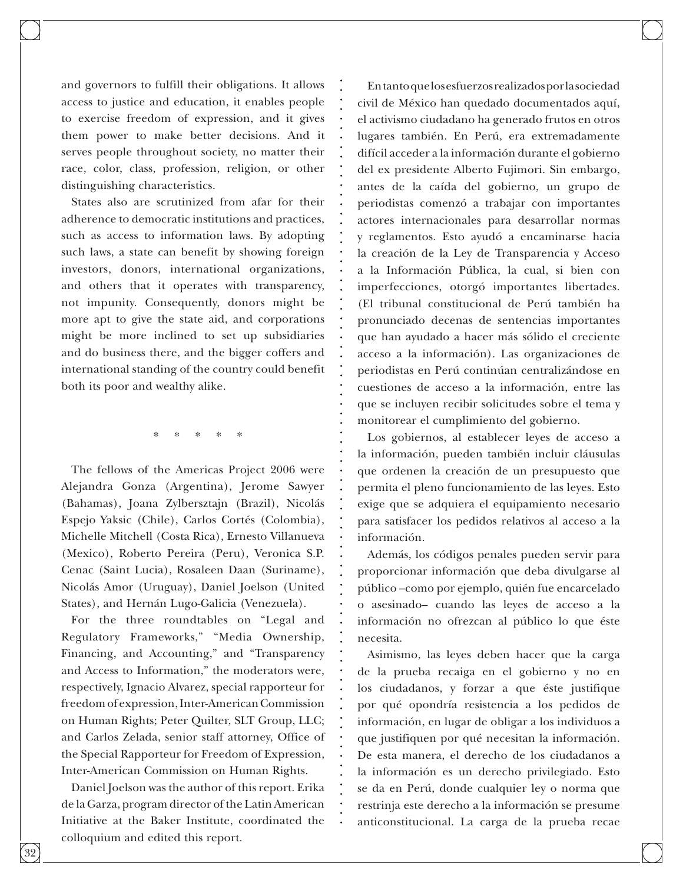and governors to fulfill their obligations. It allows access to justice and education, it enables people to exercise freedom of expression, and it gives them power to make better decisions. And it serves people throughout society, no matter their race, color, class, profession, religion, or other distinguishing characteristics.

States also are scrutinized from afar for their adherence to democratic institutions and practices, such as access to information laws. By adopting such laws, a state can benefit by showing foreign investors, donors, international organizations, and others that it operates with transparency, not impunity. Consequently, donors might be more apt to give the state aid, and corporations might be more inclined to set up subsidiaries and do business there, and the bigger coffers and international standing of the country could benefit both its poor and wealthy alike.

\* \* \* \* \*

The fellows of the Americas Project 2006 were Alejandra Gonza (Argentina), Jerome Sawyer (Bahamas), Joana Zylbersztajn (Brazil), Nicolás Espejo Yaksic (Chile), Carlos Cortés (Colombia), Michelle Mitchell (Costa Rica), Ernesto Villanueva (Mexico), Roberto Pereira (Peru), Veronica S.P. Cenac (Saint Lucia), Rosaleen Daan (Suriname), Nicolás Amor (Uruguay), Daniel Joelson (United States), and Hernán Lugo-Galicia (Venezuela).

For the three roundtables on "Legal and Regulatory Frameworks," "Media Ownership, Financing, and Accounting," and "Transparency and Access to Information," the moderators were, respectively, Ignacio Alvarez, special rapporteur for freedom of expression, Inter-American Commission on Human Rights; Peter Quilter, SLT Group, LLC; and Carlos Zelada, senior staff attorney, Office of the Special Rapporteur for Freedom of Expression, Inter-American Commission on Human Rights.

Daniel Joelson was the author of this report. Erika de la Garza, program director of the Latin American Initiative at the Baker Institute, coordinated the colloquium and edited this report.

En tanto que los esfuerzos realizados por la sociedad civil de México han quedado documentados aquí, el activismo ciudadano ha generado frutos en otros lugares también. En Perú, era extremadamente difícil acceder a la información durante el gobierno del ex presidente Alberto Fujimori. Sin embargo, antes de la caída del gobierno, un grupo de periodistas comenzó a trabajar con importantes actores internacionales para desarrollar normas y reglamentos. Esto ayudó a encaminarse hacia la creación de la Ley de Transparencia y Acceso a la Información Pública, la cual, si bien con imperfecciones, otorgó importantes libertades. (El tribunal constitucional de Perú también ha pronunciado decenas de sentencias importantes que han ayudado a hacer más sólido el creciente acceso a la información). Las organizaciones de periodistas en Perú continúan centralizándose en cuestiones de acceso a la información, entre las que se incluyen recibir solicitudes sobre el tema y monitorear el cumplimiento del gobierno.

Los gobiernos, al establecer leyes de acceso a la información, pueden también incluir cláusulas que ordenen la creación de un presupuesto que permita el pleno funcionamiento de las leyes. Esto exige que se adquiera el equipamiento necesario para satisfacer los pedidos relativos al acceso a la información.

Además, los códigos penales pueden servir para proporcionar información que deba divulgarse al público –como por ejemplo, quién fue encarcelado o asesinado– cuando las leyes de acceso a la información no ofrezcan al público lo que éste necesita.

Asimismo, las leyes deben hacer que la carga de la prueba recaiga en el gobierno y no en los ciudadanos, y forzar a que éste justifique por qué opondría resistencia a los pedidos de información, en lugar de obligar a los individuos a que justifiquen por qué necesitan la información. De esta manera, el derecho de los ciudadanos a la información es un derecho privilegiado. Esto se da en Perú, donde cualquier ley o norma que restrinja este derecho a la información se presume anticonstitucional. La carga de la prueba recae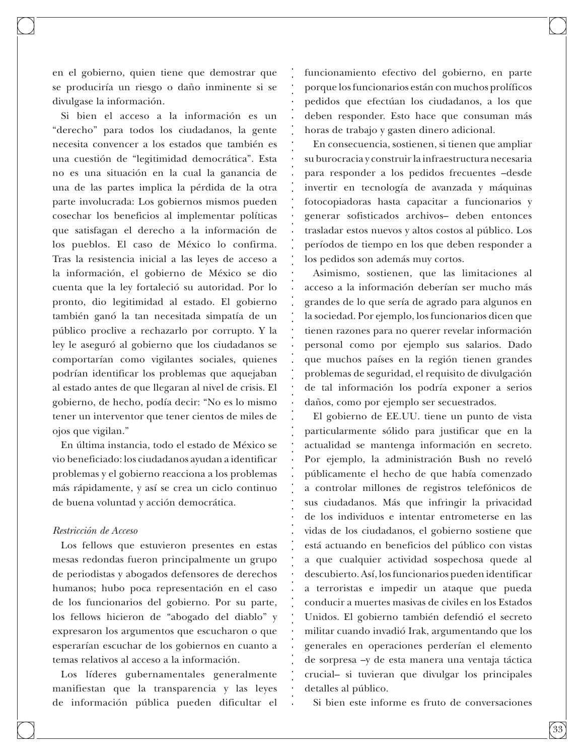en el gobierno, quien tiene que demostrar que se produciría un riesgo o daño inminente si se divulgase la información.

Si bien el acceso a la información es un "derecho" para todos los ciudadanos, la gente necesita convencer a los estados que también es una cuestión de "legitimidad democrática". Esta no es una situación en la cual la ganancia de una de las partes implica la pérdida de la otra parte involucrada: Los gobiernos mismos pueden cosechar los beneficios al implementar políticas que satisfagan el derecho a la información de los pueblos. El caso de México lo confirma. Tras la resistencia inicial a las leyes de acceso a la información, el gobierno de México se dio cuenta que la ley fortaleció su autoridad. Por lo pronto, dio legitimidad al estado. El gobierno también ganó la tan necesitada simpatía de un público proclive a rechazarlo por corrupto. Y la ley le aseguró al gobierno que los ciudadanos se comportarían como vigilantes sociales, quienes podrían identificar los problemas que aquejaban al estado antes de que llegaran al nivel de crisis. El gobierno, de hecho, podía decir: "No es lo mismo tener un interventor que tener cientos de miles de ojos que vigilan."

En última instancia, todo el estado de México se vio beneficiado: los ciudadanos ayudan a identificar problemas y el gobierno reacciona a los problemas más rápidamente, y así se crea un ciclo continuo de buena voluntad y acción democrática.

*Restricción de Acceso*

Los fellows que estuvieron presentes en estas mesas redondas fueron principalmente un grupo de periodistas y abogados defensores de derechos humanos; hubo poca representación en el caso de los funcionarios del gobierno. Por su parte, los fellows hicieron de "abogado del diablo" y expresaron los argumentos que escucharon o que esperarían escuchar de los gobiernos en cuanto a temas relativos al acceso a la información.

Los líderes gubernamentales generalmente manifiestan que la transparencia y las leyes de información pública pueden dificultar el funcionamiento efectivo del gobierno, en parte porque los funcionarios están con muchos prolíficos pedidos que efectúan los ciudadanos, a los que deben responder. Esto hace que consuman más horas de trabajo y gasten dinero adicional.

En consecuencia, sostienen, si tienen que ampliar su burocracia y construir la infraestructura necesaria para responder a los pedidos frecuentes –desde invertir en tecnología de avanzada y máquinas fotocopiadoras hasta capacitar a funcionarios y generar sofisticados archivos– deben entonces trasladar estos nuevos y altos costos al público. Los períodos de tiempo en los que deben responder a los pedidos son además muy cortos.

Asimismo, sostienen, que las limitaciones al acceso a la información deberían ser mucho más grandes de lo que sería de agrado para algunos en la sociedad. Por ejemplo, los funcionarios dicen que tienen razones para no querer revelar información personal como por ejemplo sus salarios. Dado que muchos países en la región tienen grandes problemas de seguridad, el requisito de divulgación de tal información los podría exponer a serios daños, como por ejemplo ser secuestrados.

El gobierno de EE.UU. tiene un punto de vista particularmente sólido para justificar que en la actualidad se mantenga información en secreto. Por ejemplo, la administración Bush no reveló públicamente el hecho de que había comenzado a controlar millones de registros telefónicos de sus ciudadanos. Más que infringir la privacidad de los individuos e intentar entrometerse en las vidas de los ciudadanos, el gobierno sostiene que está actuando en beneficios del público con vistas a que cualquier actividad sospechosa quede al descubierto. Así, los funcionarios pueden identificar a terroristas e impedir un ataque que pueda conducir a muertes masivas de civiles en los Estados Unidos. El gobierno también defendió el secreto militar cuando invadió Irak, argumentando que los generales en operaciones perderían el elemento de sorpresa –y de esta manera una ventaja táctica crucial– si tuvieran que divulgar los principales detalles al público.

Si bien este informe es fruto de conversaciones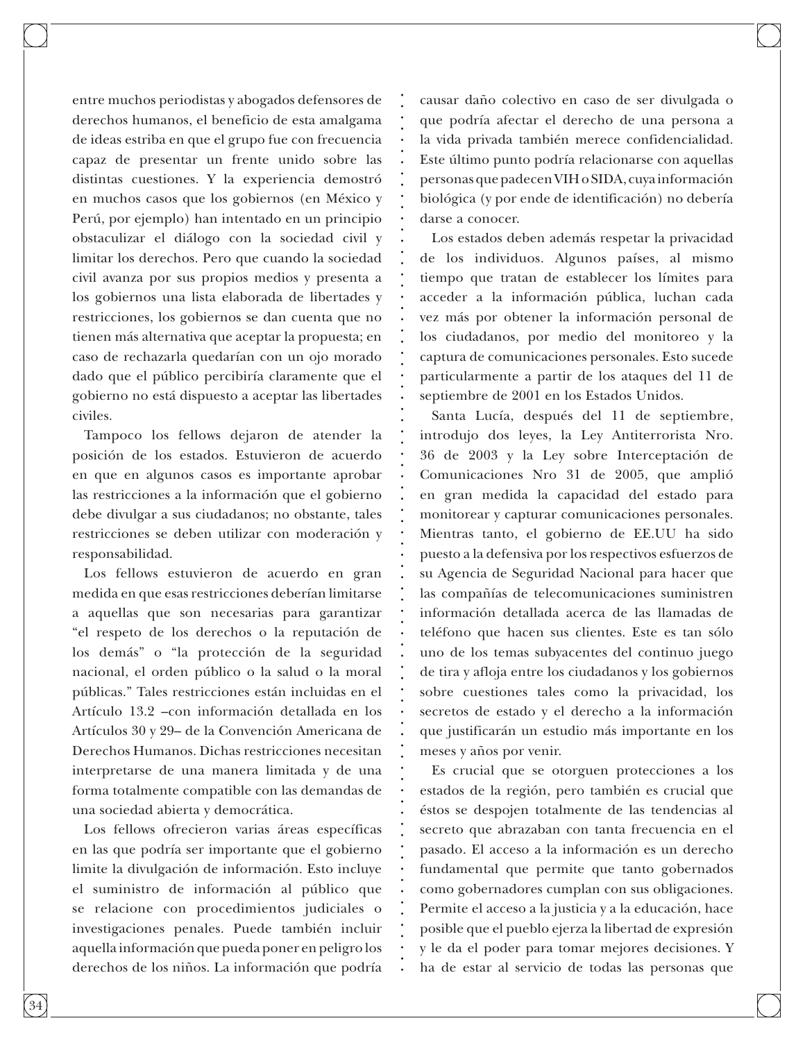entre muchos periodistas y abogados defensores de derechos humanos, el beneficio de esta amalgama de ideas estriba en que el grupo fue con frecuencia capaz de presentar un frente unido sobre las distintas cuestiones. Y la experiencia demostró en muchos casos que los gobiernos (en México y Perú, por ejemplo) han intentado en un principio obstaculizar el diálogo con la sociedad civil y limitar los derechos. Pero que cuando la sociedad civil avanza por sus propios medios y presenta a los gobiernos una lista elaborada de libertades y restricciones, los gobiernos se dan cuenta que no tienen más alternativa que aceptar la propuesta; en caso de rechazarla quedarían con un ojo morado dado que el público percibiría claramente que el gobierno no está dispuesto a aceptar las libertades civiles.

Tampoco los fellows dejaron de atender la posición de los estados. Estuvieron de acuerdo en que en algunos casos es importante aprobar las restricciones a la información que el gobierno debe divulgar a sus ciudadanos; no obstante, tales restricciones se deben utilizar con moderación y responsabilidad.

Los fellows estuvieron de acuerdo en gran medida en que esas restricciones deberían limitarse a aquellas que son necesarias para garantizar "el respeto de los derechos o la reputación de los demás" o "la protección de la seguridad nacional, el orden público o la salud o la moral públicas." Tales restricciones están incluidas en el Artículo 13.2 –con información detallada en los Artículos 30 y 29– de la Convención Americana de Derechos Humanos. Dichas restricciones necesitan interpretarse de una manera limitada y de una forma totalmente compatible con las demandas de una sociedad abierta y democrática.

Los fellows ofrecieron varias áreas específicas en las que podría ser importante que el gobierno limite la divulgación de información. Esto incluye el suministro de información al público que se relacione con procedimientos judiciales o investigaciones penales. Puede también incluir aquella información que pueda poner en peligro los derechos de los niños. La información que podría causar daño colectivo en caso de ser divulgada o que podría afectar el derecho de una persona a la vida privada también merece confidencialidad. Este último punto podría relacionarse con aquellas personas que padecen VIH o SIDA, cuya información biológica (y por ende de identificación) no debería darse a conocer.

Los estados deben además respetar la privacidad de los individuos. Algunos países, al mismo tiempo que tratan de establecer los límites para acceder a la información pública, luchan cada vez más por obtener la información personal de los ciudadanos, por medio del monitoreo y la captura de comunicaciones personales. Esto sucede particularmente a partir de los ataques del 11 de septiembre de 2001 en los Estados Unidos.

Santa Lucía, después del 11 de septiembre, introdujo dos leyes, la Ley Antiterrorista Nro. 36 de 2003 y la Ley sobre Interceptación de Comunicaciones Nro 31 de 2005, que amplió en gran medida la capacidad del estado para monitorear y capturar comunicaciones personales. Mientras tanto, el gobierno de EE.UU ha sido puesto a la defensiva por los respectivos esfuerzos de su Agencia de Seguridad Nacional para hacer que las compañías de telecomunicaciones suministren información detallada acerca de las llamadas de teléfono que hacen sus clientes. Este es tan sólo uno de los temas subyacentes del continuo juego de tira y afloja entre los ciudadanos y los gobiernos sobre cuestiones tales como la privacidad, los secretos de estado y el derecho a la información que justificarán un estudio más importante en los meses y años por venir.

Es crucial que se otorguen protecciones a los estados de la región, pero también es crucial que éstos se despojen totalmente de las tendencias al secreto que abrazaban con tanta frecuencia en el pasado. El acceso a la información es un derecho fundamental que permite que tanto gobernados como gobernadores cumplan con sus obligaciones. Permite el acceso a la justicia y a la educación, hace posible que el pueblo ejerza la libertad de expresión y le da el poder para tomar mejores decisiones. Y ha de estar al servicio de todas las personas que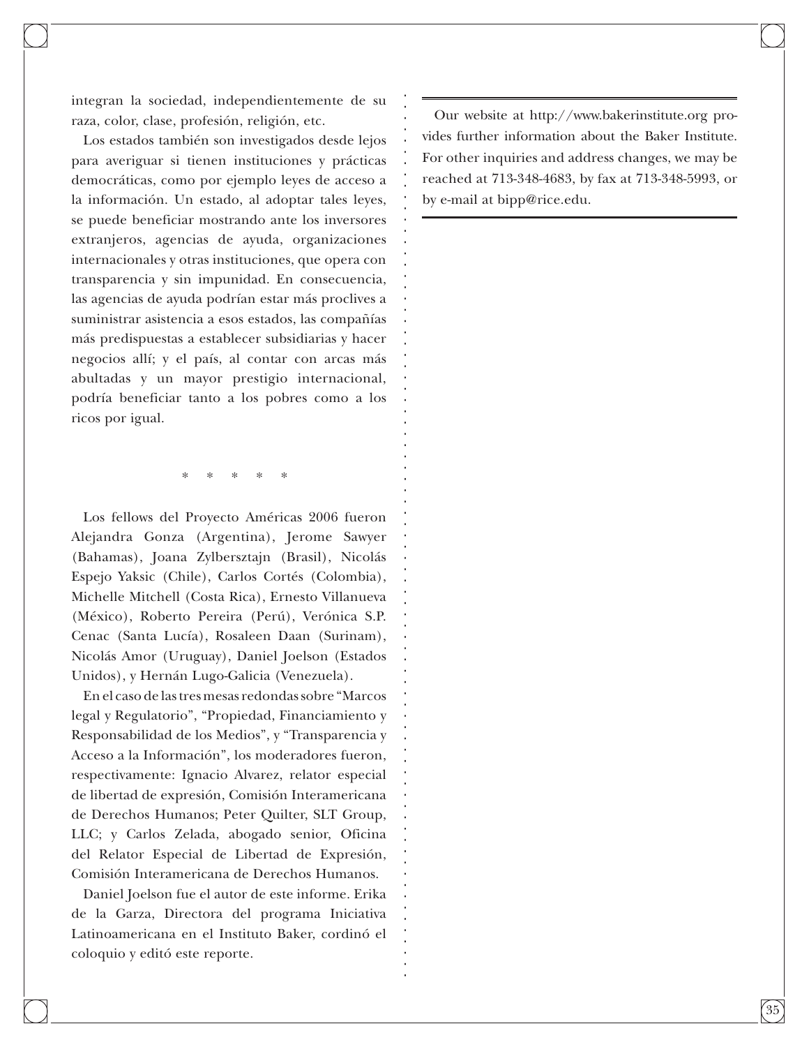integran la sociedad, independientemente de su raza, color, clase, profesión, religión, etc.

Los estados también son investigados desde lejos para averiguar si tienen instituciones y prácticas democráticas, como por ejemplo leyes de acceso a la información. Un estado, al adoptar tales leyes, se puede beneficiar mostrando ante los inversores extranjeros, agencias de ayuda, organizaciones internacionales y otras instituciones, que opera con transparencia y sin impunidad. En consecuencia, las agencias de ayuda podrían estar más proclives a suministrar asistencia a esos estados, las compañías más predispuestas a establecer subsidiarias y hacer negocios allí; y el país, al contar con arcas más abultadas y un mayor prestigio internacional, podría beneficiar tanto a los pobres como a los ricos por igual.

\* \* \* \* \*

Los fellows del Proyecto Américas 2006 fueron Alejandra Gonza (Argentina), Jerome Sawyer (Bahamas), Joana Zylbersztajn (Brasil), Nicolás Espejo Yaksic (Chile), Carlos Cortés (Colombia), Michelle Mitchell (Costa Rica), Ernesto Villanueva (México), Roberto Pereira (Perú), Verónica S.P. Cenac (Santa Lucía), Rosaleen Daan (Surinam), Nicolás Amor (Uruguay), Daniel Joelson (Estados Unidos), y Hernán Lugo-Galicia (Venezuela).

En el caso de las tres mesas redondas sobre "Marcos legal y Regulatorio", "Propiedad, Financiamiento y Responsabilidad de los Medios", y "Transparencia y Acceso a la Información", los moderadores fueron, respectivamente: Ignacio Alvarez, relator especial de libertad de expresión, Comisión Interamericana de Derechos Humanos; Peter Quilter, SLT Group, LLC; y Carlos Zelada, abogado senior, Oficina del Relator Especial de Libertad de Expresión, Comisión Interamericana de Derechos Humanos.

Daniel Joelson fue el autor de este informe. Erika de la Garza, Directora del programa Iniciativa Latinoamericana en el Instituto Baker, cordinó el coloquio y editó este reporte.

---

Our website at http://www.bakerinstitute.org provides further information about the Baker Institute. For other inquiries and address changes, we may be reached at 713-348-4683, by fax at 713-348-5993, or by e-mail at bipp@rice.edu.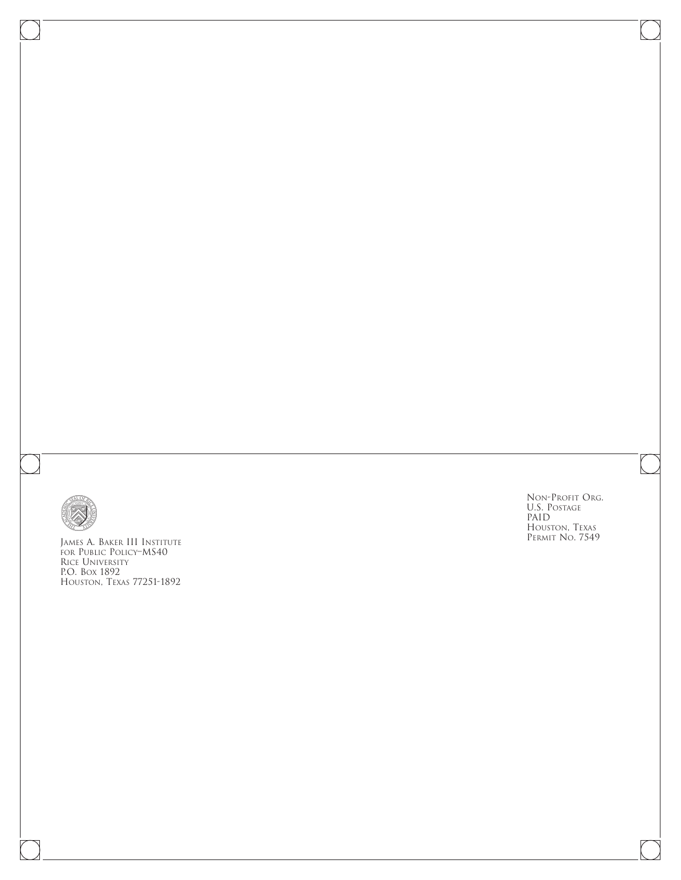James A. Baker III Institute
for Public Policy–MS40
Rice University
P.O. Box 1892
Houston, Texas 77251-1892

Non-Profit Org.
U.S. Postage
PAID
Houston, Texas
Permit No. 7549